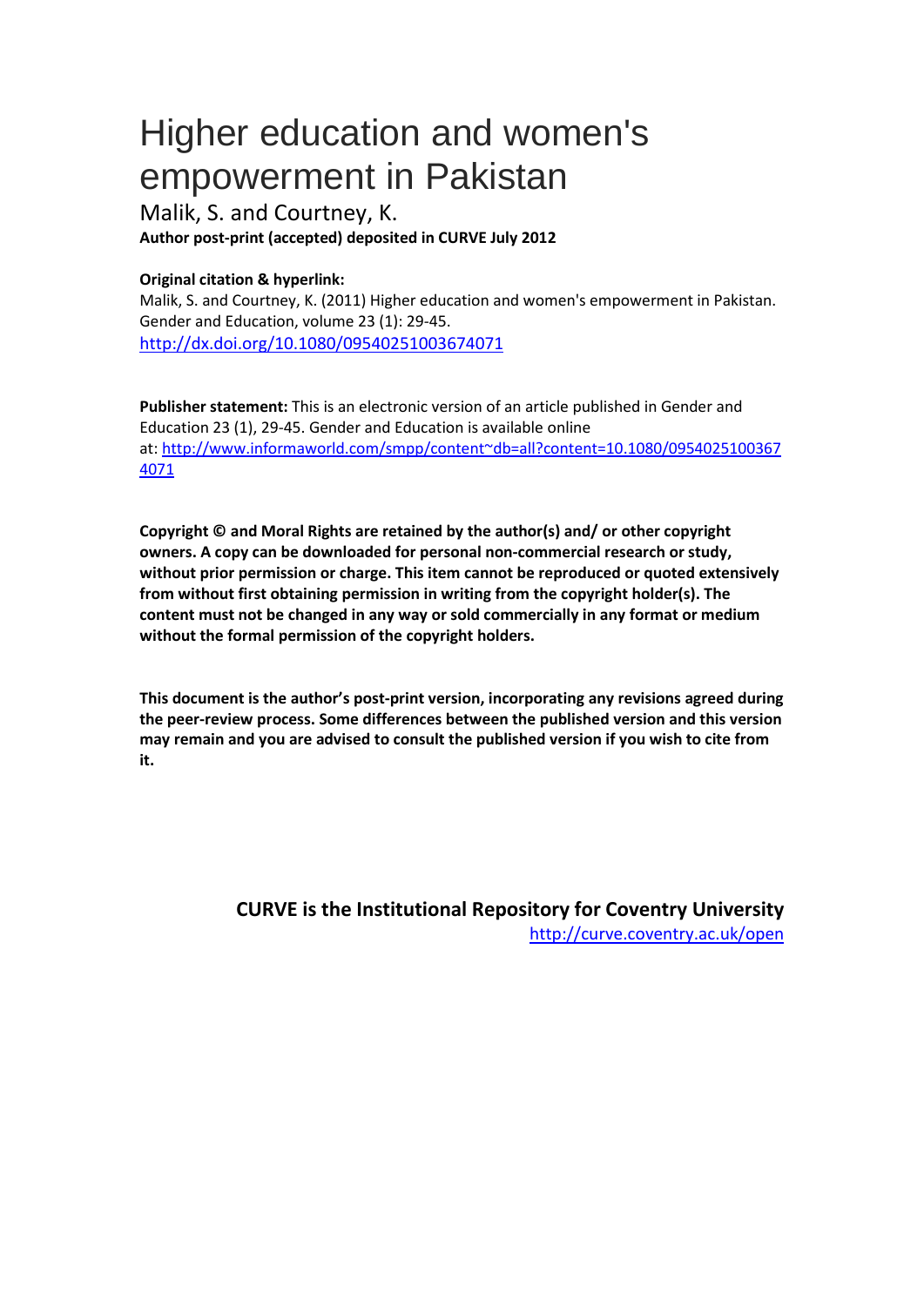# Higher education and women's empowerment in Pakistan

Malik, S. and Courtney, K.

**Author post-print (accepted) deposited in CURVE July 2012**

**Original citation & hyperlink:**

Malik, S. and Courtney, K. (2011) Higher education and women's empowerment in Pakistan. Gender and Education, volume 23 (1): 29-45.

[http://dx.doi.org/10.1080/09540251003674071](http://dx.doi.org/10.1080/09540251003674071)

**Publisher statement:** This is an electronic version of an article published in Gender and Education 23 (1), 29-45. Gender and Education is available online at: [http://www.informaworld.com/smpp/content~db=all?content=10.1080/09540251003674071](http://www.informaworld.com/smpp/content~db=all?content=10.1080/09540251003674071)

**Copyright © and Moral Rights are retained by the author(s) and/ or other copyright owners. A copy can be downloaded for personal non-commercial research or study, without prior permission or charge. This item cannot be reproduced or quoted extensively from without first obtaining permission in writing from the copyright holder(s). The content must not be changed in any way or sold commercially in any format or medium without the formal permission of the copyright holders.**

**This document is the author's post-print version, incorporating any revisions agreed during the peer-review process. Some differences between the published version and this version may remain and you are advised to consult the published version if you wish to cite from it.**

**CURVE is the Institutional Repository for Coventry University**

[http://curve.coventry.ac.uk/open](http://curve.coventry.ac.uk/open)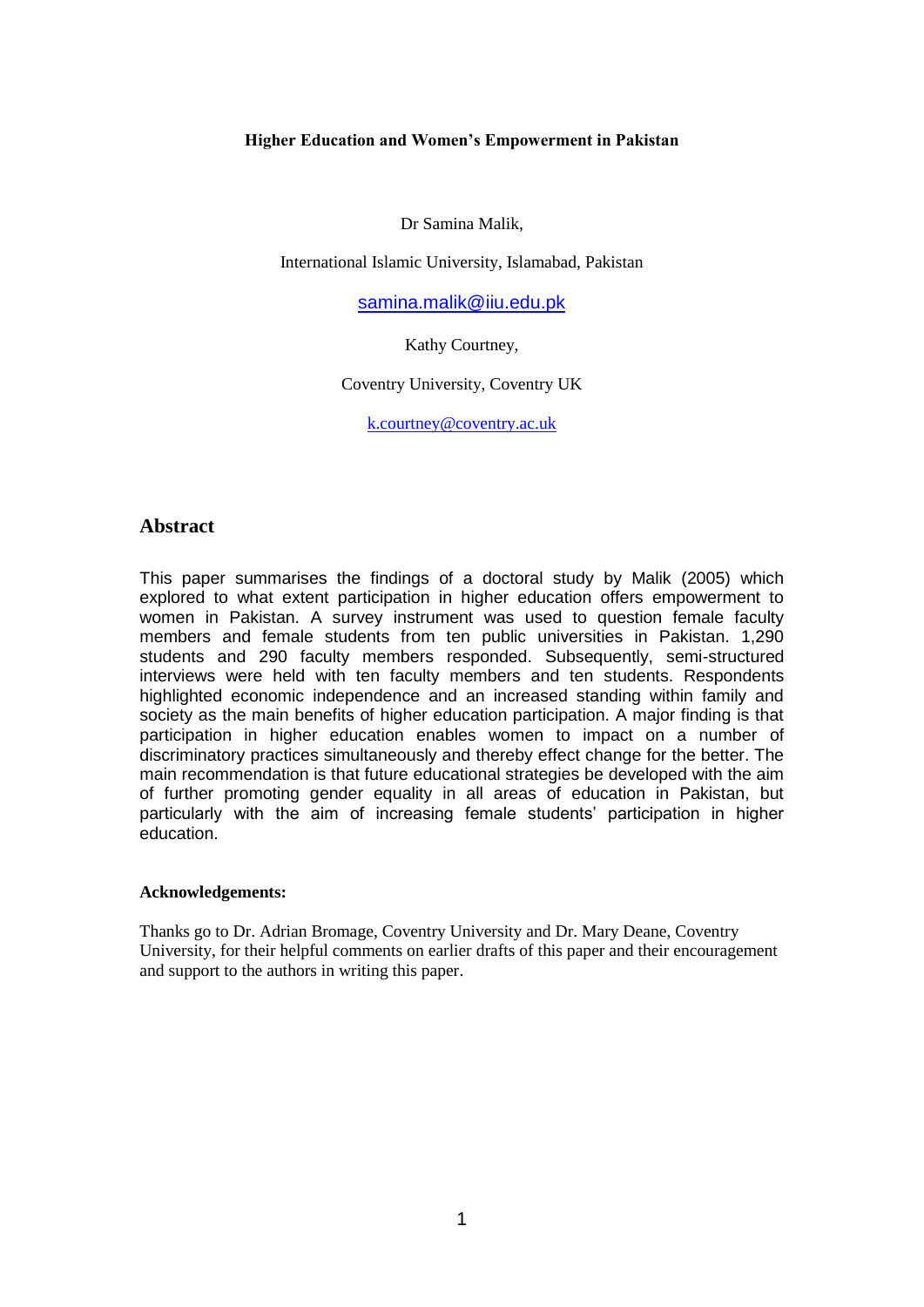**Higher Education and Women's Empowerment in Pakistan**

Dr Samina Malik,

International Islamic University, Islamabad, Pakistan

samina.malik@iiu.edu.pk

Kathy Courtney,

Coventry University, Coventry UK

k.courtney@coventry.ac.uk

## Abstract

This paper summarises the findings of a doctoral study by Malik (2005) which explored to what extent participation in higher education offers empowerment to women in Pakistan. A survey instrument was used to question female faculty members and female students from ten public universities in Pakistan. 1,290 students and 290 faculty members responded. Subsequently, semi-structured interviews were held with ten faculty members and ten students. Respondents highlighted economic independence and an increased standing within family and society as the main benefits of higher education participation. A major finding is that participation in higher education enables women to impact on a number of discriminatory practices simultaneously and thereby effect change for the better. The main recommendation is that future educational strategies be developed with the aim of further promoting gender equality in all areas of education in Pakistan, but particularly with the aim of increasing female students' participation in higher education.

**Acknowledgements:**

Thanks go to Dr. Adrian Bromage, Coventry University and Dr. Mary Deane, Coventry University, for their helpful comments on earlier drafts of this paper and their encouragement and support to the authors in writing this paper.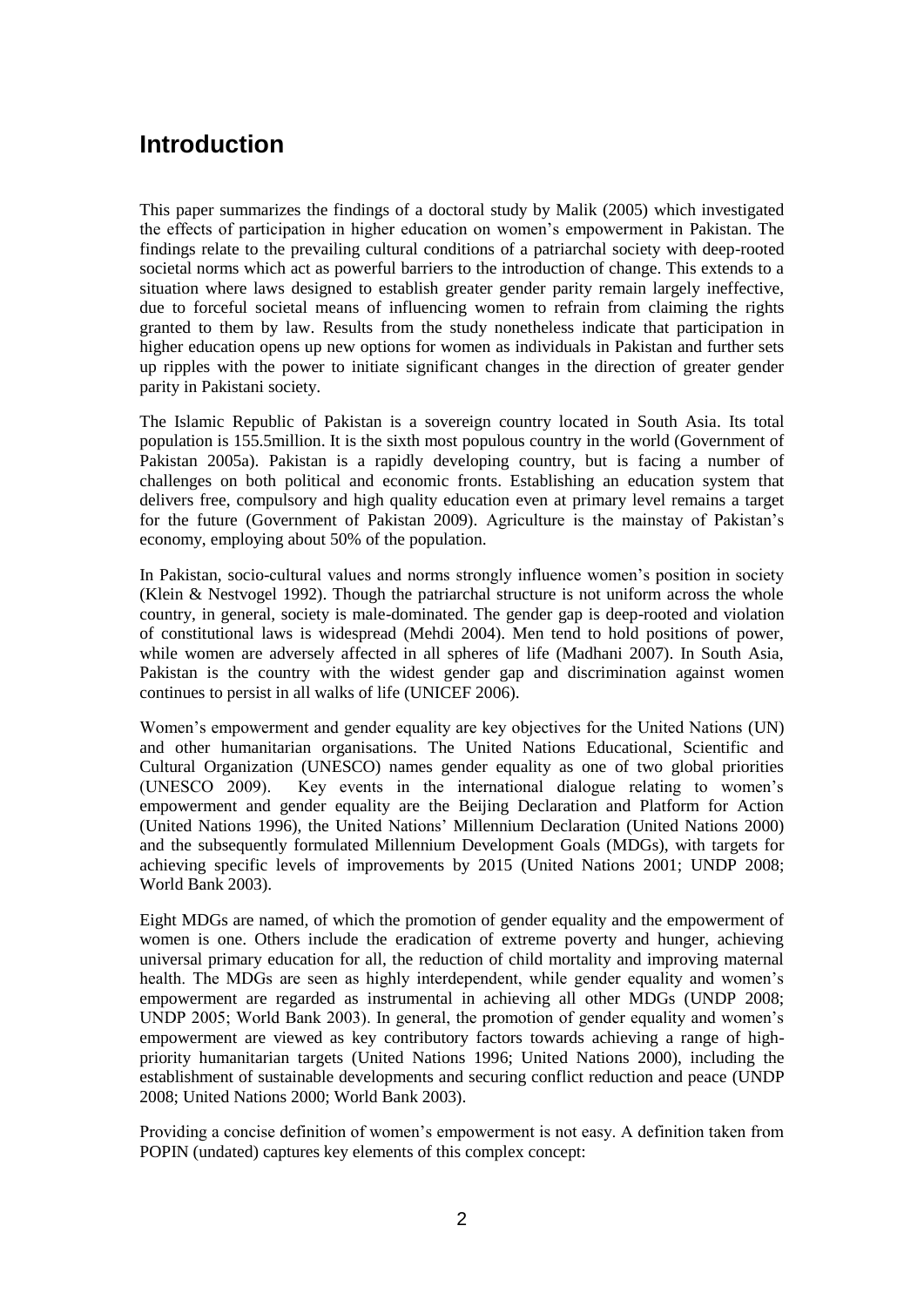# Introduction

This paper summarizes the findings of a doctoral study by Malik (2005) which investigated the effects of participation in higher education on women's empowerment in Pakistan. The findings relate to the prevailing cultural conditions of a patriarchal society with deep-rooted societal norms which act as powerful barriers to the introduction of change. This extends to a situation where laws designed to establish greater gender parity remain largely ineffective, due to forceful societal means of influencing women to refrain from claiming the rights granted to them by law. Results from the study nonetheless indicate that participation in higher education opens up new options for women as individuals in Pakistan and further sets up ripples with the power to initiate significant changes in the direction of greater gender parity in Pakistani society.

The Islamic Republic of Pakistan is a sovereign country located in South Asia. Its total population is 155.5million. It is the sixth most populous country in the world (Government of Pakistan 2005a). Pakistan is a rapidly developing country, but is facing a number of challenges on both political and economic fronts. Establishing an education system that delivers free, compulsory and high quality education even at primary level remains a target for the future (Government of Pakistan 2009). Agriculture is the mainstay of Pakistan's economy, employing about 50% of the population.

In Pakistan, socio-cultural values and norms strongly influence women's position in society (Klein & Nestvogel 1992). Though the patriarchal structure is not uniform across the whole country, in general, society is male-dominated. The gender gap is deep-rooted and violation of constitutional laws is widespread (Mehdi 2004). Men tend to hold positions of power, while women are adversely affected in all spheres of life (Madhani 2007). In South Asia, Pakistan is the country with the widest gender gap and discrimination against women continues to persist in all walks of life (UNICEF 2006).

Women's empowerment and gender equality are key objectives for the United Nations (UN) and other humanitarian organisations. The United Nations Educational, Scientific and Cultural Organization (UNESCO) names gender equality as one of two global priorities (UNESCO 2009). Key events in the international dialogue relating to women's empowerment and gender equality are the Beijing Declaration and Platform for Action (United Nations 1996), the United Nations' Millennium Declaration (United Nations 2000) and the subsequently formulated Millennium Development Goals (MDGs), with targets for achieving specific levels of improvements by 2015 (United Nations 2001; UNDP 2008; World Bank 2003).

Eight MDGs are named, of which the promotion of gender equality and the empowerment of women is one. Others include the eradication of extreme poverty and hunger, achieving universal primary education for all, the reduction of child mortality and improving maternal health. The MDGs are seen as highly interdependent, while gender equality and women's empowerment are regarded as instrumental in achieving all other MDGs (UNDP 2008; UNDP 2005; World Bank 2003). In general, the promotion of gender equality and women's empowerment are viewed as key contributory factors towards achieving a range of high-priority humanitarian targets (United Nations 1996; United Nations 2000), including the establishment of sustainable developments and securing conflict reduction and peace (UNDP 2008; United Nations 2000; World Bank 2003).

Providing a concise definition of women's empowerment is not easy. A definition taken from POPIN (undated) captures key elements of this complex concept: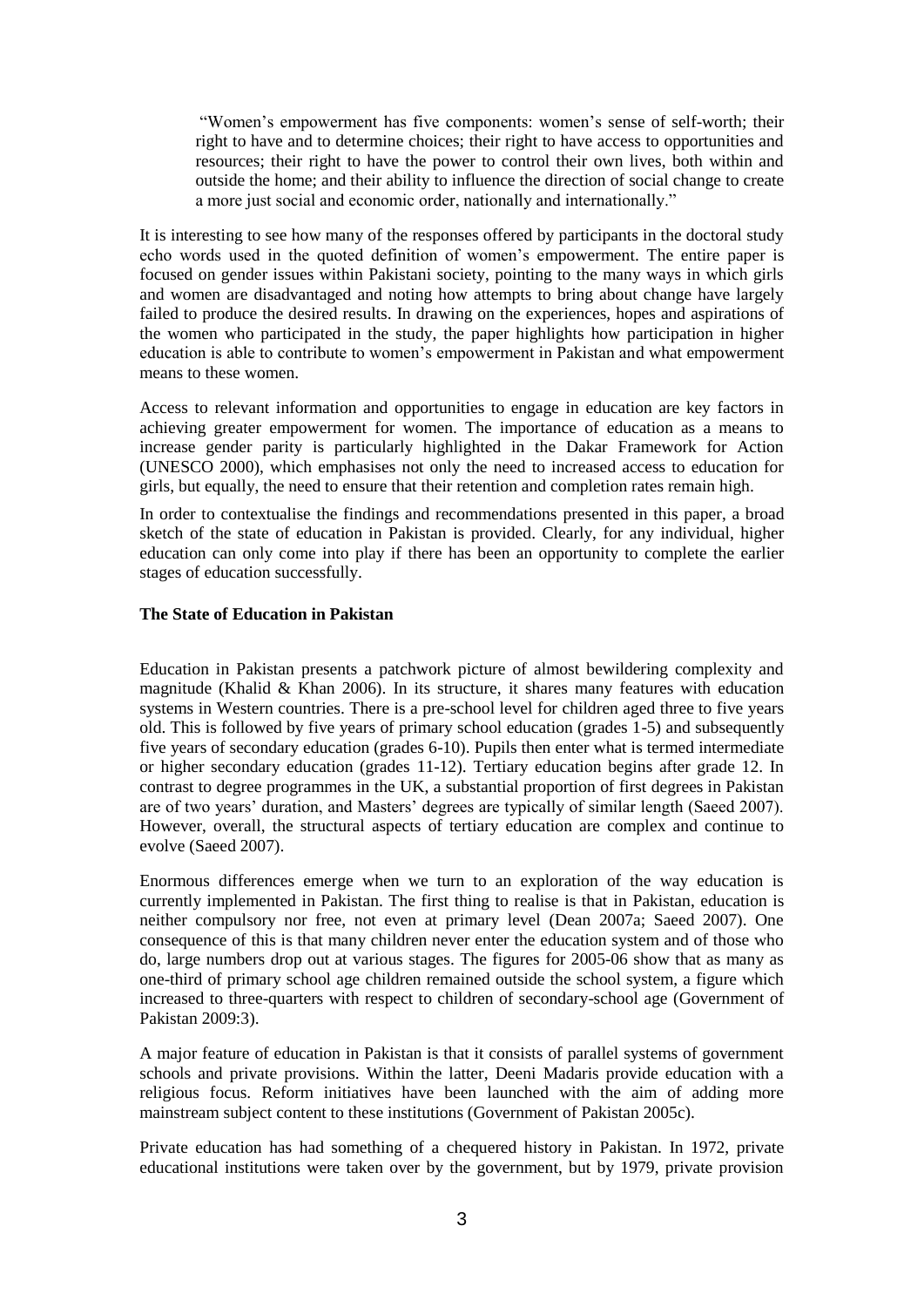> "Women's empowerment has five components: women's sense of self-worth; their right to have and to determine choices; their right to have access to opportunities and resources; their right to have the power to control their own lives, both within and outside the home; and their ability to influence the direction of social change to create a more just social and economic order, nationally and internationally."

It is interesting to see how many of the responses offered by participants in the doctoral study echo words used in the quoted definition of women's empowerment. The entire paper is focused on gender issues within Pakistani society, pointing to the many ways in which girls and women are disadvantaged and noting how attempts to bring about change have largely failed to produce the desired results. In drawing on the experiences, hopes and aspirations of the women who participated in the study, the paper highlights how participation in higher education is able to contribute to women's empowerment in Pakistan and what empowerment means to these women.

Access to relevant information and opportunities to engage in education are key factors in achieving greater empowerment for women. The importance of education as a means to increase gender parity is particularly highlighted in the Dakar Framework for Action (UNESCO 2000), which emphasises not only the need to increased access to education for girls, but equally, the need to ensure that their retention and completion rates remain high.

In order to contextualise the findings and recommendations presented in this paper, a broad sketch of the state of education in Pakistan is provided. Clearly, for any individual, higher education can only come into play if there has been an opportunity to complete the earlier stages of education successfully.

**The State of Education in Pakistan**

Education in Pakistan presents a patchwork picture of almost bewildering complexity and magnitude (Khalid & Khan 2006). In its structure, it shares many features with education systems in Western countries. There is a pre-school level for children aged three to five years old. This is followed by five years of primary school education (grades 1-5) and subsequently five years of secondary education (grades 6-10). Pupils then enter what is termed intermediate or higher secondary education (grades 11-12). Tertiary education begins after grade 12. In contrast to degree programmes in the UK, a substantial proportion of first degrees in Pakistan are of two years' duration, and Masters' degrees are typically of similar length (Saeed 2007). However, overall, the structural aspects of tertiary education are complex and continue to evolve (Saeed 2007).

Enormous differences emerge when we turn to an exploration of the way education is currently implemented in Pakistan. The first thing to realise is that in Pakistan, education is neither compulsory nor free, not even at primary level (Dean 2007a; Saeed 2007). One consequence of this is that many children never enter the education system and of those who do, large numbers drop out at various stages. The figures for 2005-06 show that as many as one-third of primary school age children remained outside the school system, a figure which increased to three-quarters with respect to children of secondary-school age (Government of Pakistan 2009:3).

A major feature of education in Pakistan is that it consists of parallel systems of government schools and private provisions. Within the latter, Deeni Madaris provide education with a religious focus. Reform initiatives have been launched with the aim of adding more mainstream subject content to these institutions (Government of Pakistan 2005c).

Private education has had something of a chequered history in Pakistan. In 1972, private educational institutions were taken over by the government, but by 1979, private provision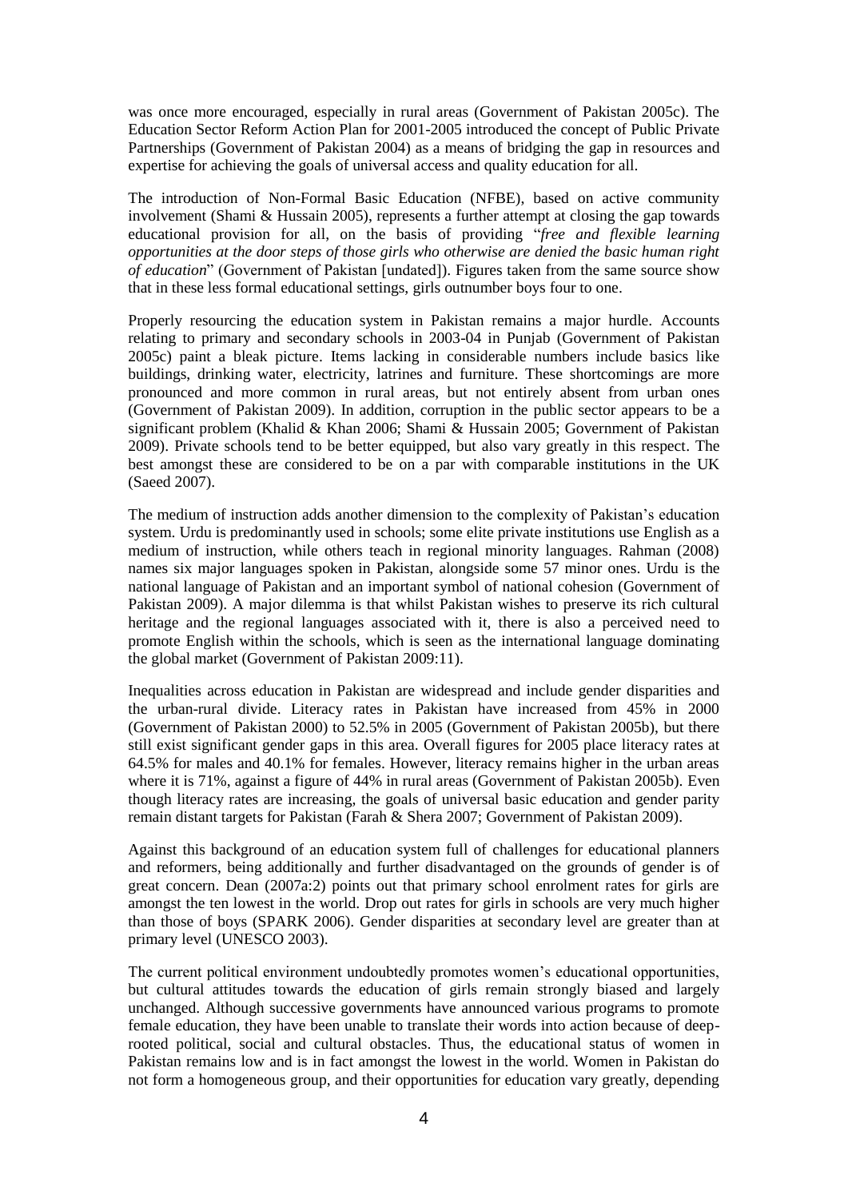was once more encouraged, especially in rural areas (Government of Pakistan 2005c). The Education Sector Reform Action Plan for 2001-2005 introduced the concept of Public Private Partnerships (Government of Pakistan 2004) as a means of bridging the gap in resources and expertise for achieving the goals of universal access and quality education for all.

The introduction of Non-Formal Basic Education (NFBE), based on active community involvement (Shami & Hussain 2005), represents a further attempt at closing the gap towards educational provision for all, on the basis of providing "*free and flexible learning opportunities at the door steps of those girls who otherwise are denied the basic human right of education*" (Government of Pakistan [undated]). Figures taken from the same source show that in these less formal educational settings, girls outnumber boys four to one.

Properly resourcing the education system in Pakistan remains a major hurdle. Accounts relating to primary and secondary schools in 2003-04 in Punjab (Government of Pakistan 2005c) paint a bleak picture. Items lacking in considerable numbers include basics like buildings, drinking water, electricity, latrines and furniture. These shortcomings are more pronounced and more common in rural areas, but not entirely absent from urban ones (Government of Pakistan 2009). In addition, corruption in the public sector appears to be a significant problem (Khalid & Khan 2006; Shami & Hussain 2005; Government of Pakistan 2009). Private schools tend to be better equipped, but also vary greatly in this respect. The best amongst these are considered to be on a par with comparable institutions in the UK (Saeed 2007).

The medium of instruction adds another dimension to the complexity of Pakistan's education system. Urdu is predominantly used in schools; some elite private institutions use English as a medium of instruction, while others teach in regional minority languages. Rahman (2008) names six major languages spoken in Pakistan, alongside some 57 minor ones. Urdu is the national language of Pakistan and an important symbol of national cohesion (Government of Pakistan 2009). A major dilemma is that whilst Pakistan wishes to preserve its rich cultural heritage and the regional languages associated with it, there is also a perceived need to promote English within the schools, which is seen as the international language dominating the global market (Government of Pakistan 2009:11).

Inequalities across education in Pakistan are widespread and include gender disparities and the urban-rural divide. Literacy rates in Pakistan have increased from 45% in 2000 (Government of Pakistan 2000) to 52.5% in 2005 (Government of Pakistan 2005b), but there still exist significant gender gaps in this area. Overall figures for 2005 place literacy rates at 64.5% for males and 40.1% for females. However, literacy remains higher in the urban areas where it is 71%, against a figure of 44% in rural areas (Government of Pakistan 2005b). Even though literacy rates are increasing, the goals of universal basic education and gender parity remain distant targets for Pakistan (Farah & Shera 2007; Government of Pakistan 2009).

Against this background of an education system full of challenges for educational planners and reformers, being additionally and further disadvantaged on the grounds of gender is of great concern. Dean (2007a:2) points out that primary school enrolment rates for girls are amongst the ten lowest in the world. Drop out rates for girls in schools are very much higher than those of boys (SPARK 2006). Gender disparities at secondary level are greater than at primary level (UNESCO 2003).

The current political environment undoubtedly promotes women's educational opportunities, but cultural attitudes towards the education of girls remain strongly biased and largely unchanged. Although successive governments have announced various programs to promote female education, they have been unable to translate their words into action because of deep-rooted political, social and cultural obstacles. Thus, the educational status of women in Pakistan remains low and is in fact amongst the lowest in the world. Women in Pakistan do not form a homogeneous group, and their opportunities for education vary greatly, depending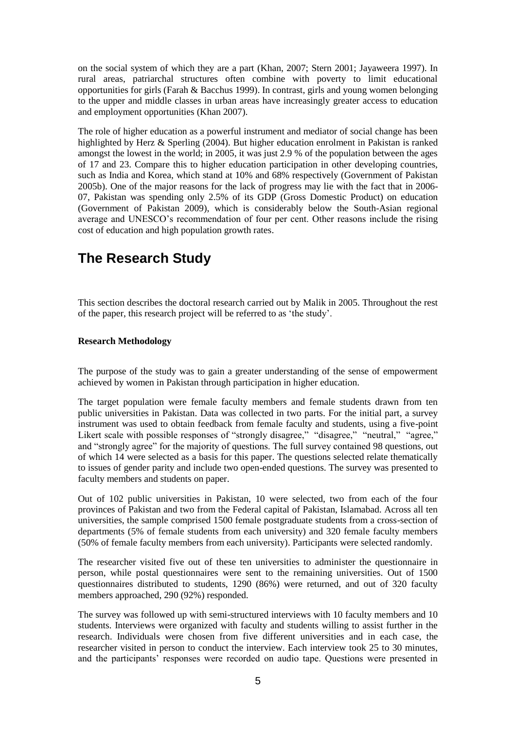on the social system of which they are a part (Khan, 2007; Stern 2001; Jayaweera 1997). In rural areas, patriarchal structures often combine with poverty to limit educational opportunities for girls (Farah & Bacchus 1999). In contrast, girls and young women belonging to the upper and middle classes in urban areas have increasingly greater access to education and employment opportunities (Khan 2007).

The role of higher education as a powerful instrument and mediator of social change has been highlighted by Herz & Sperling (2004). But higher education enrolment in Pakistan is ranked amongst the lowest in the world; in 2005, it was just 2.9 % of the population between the ages of 17 and 23. Compare this to higher education participation in other developing countries, such as India and Korea, which stand at 10% and 68% respectively (Government of Pakistan 2005b). One of the major reasons for the lack of progress may lie with the fact that in 2006-07, Pakistan was spending only 2.5% of its GDP (Gross Domestic Product) on education (Government of Pakistan 2009), which is considerably below the South-Asian regional average and UNESCO's recommendation of four per cent. Other reasons include the rising cost of education and high population growth rates.

# The Research Study

This section describes the doctoral research carried out by Malik in 2005. Throughout the rest of the paper, this research project will be referred to as 'the study'.

**Research Methodology**

The purpose of the study was to gain a greater understanding of the sense of empowerment achieved by women in Pakistan through participation in higher education.

The target population were female faculty members and female students drawn from ten public universities in Pakistan. Data was collected in two parts. For the initial part, a survey instrument was used to obtain feedback from female faculty and students, using a five-point Likert scale with possible responses of "strongly disagree," "disagree," "neutral," "agree," and "strongly agree" for the majority of questions. The full survey contained 98 questions, out of which 14 were selected as a basis for this paper. The questions selected relate thematically to issues of gender parity and include two open-ended questions. The survey was presented to faculty members and students on paper.

Out of 102 public universities in Pakistan, 10 were selected, two from each of the four provinces of Pakistan and two from the Federal capital of Pakistan, Islamabad. Across all ten universities, the sample comprised 1500 female postgraduate students from a cross-section of departments (5% of female students from each university) and 320 female faculty members (50% of female faculty members from each university). Participants were selected randomly.

The researcher visited five out of these ten universities to administer the questionnaire in person, while postal questionnaires were sent to the remaining universities. Out of 1500 questionnaires distributed to students, 1290 (86%) were returned, and out of 320 faculty members approached, 290 (92%) responded.

The survey was followed up with semi-structured interviews with 10 faculty members and 10 students. Interviews were organized with faculty and students willing to assist further in the research. Individuals were chosen from five different universities and in each case, the researcher visited in person to conduct the interview. Each interview took 25 to 30 minutes, and the participants' responses were recorded on audio tape. Questions were presented in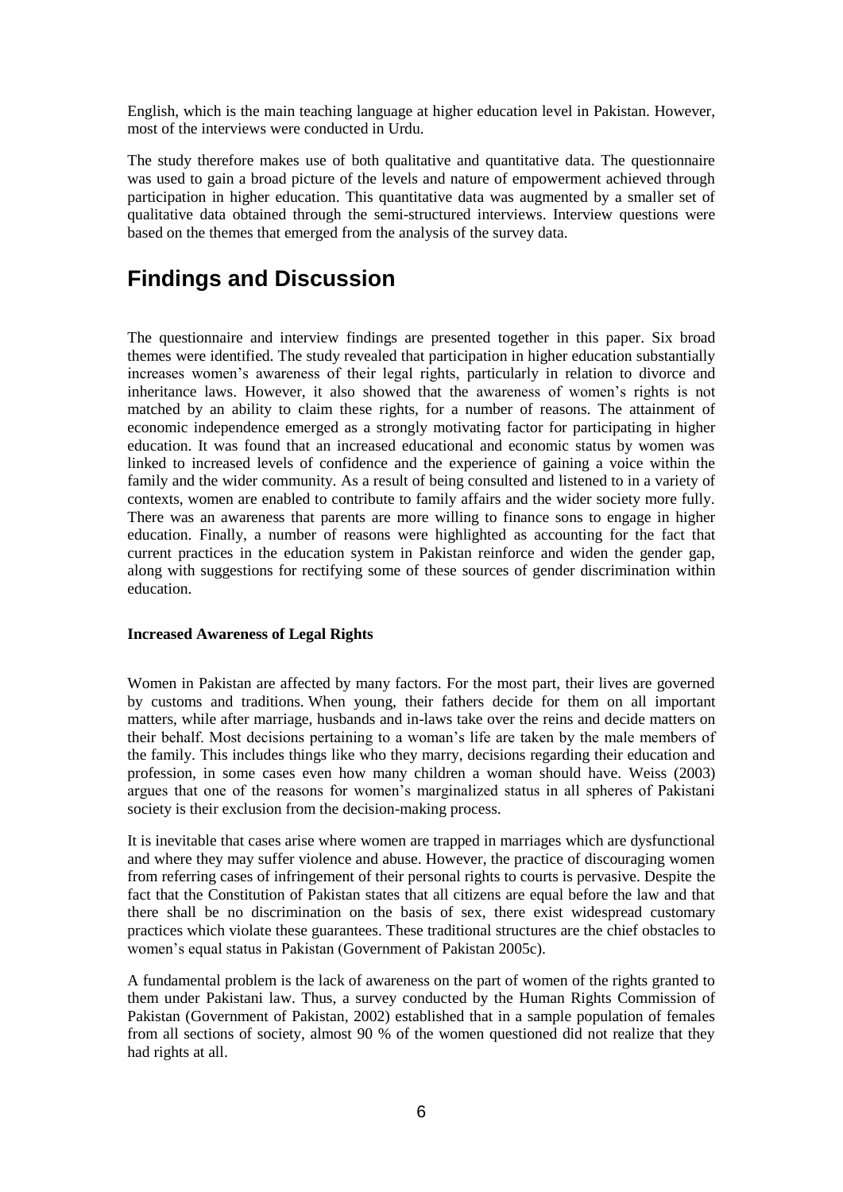English, which is the main teaching language at higher education level in Pakistan. However, most of the interviews were conducted in Urdu.

The study therefore makes use of both qualitative and quantitative data. The questionnaire was used to gain a broad picture of the levels and nature of empowerment achieved through participation in higher education. This quantitative data was augmented by a smaller set of qualitative data obtained through the semi-structured interviews. Interview questions were based on the themes that emerged from the analysis of the survey data.

# Findings and Discussion

The questionnaire and interview findings are presented together in this paper. Six broad themes were identified. The study revealed that participation in higher education substantially increases women's awareness of their legal rights, particularly in relation to divorce and inheritance laws. However, it also showed that the awareness of women's rights is not matched by an ability to claim these rights, for a number of reasons. The attainment of economic independence emerged as a strongly motivating factor for participating in higher education. It was found that an increased educational and economic status by women was linked to increased levels of confidence and the experience of gaining a voice within the family and the wider community. As a result of being consulted and listened to in a variety of contexts, women are enabled to contribute to family affairs and the wider society more fully. There was an awareness that parents are more willing to finance sons to engage in higher education. Finally, a number of reasons were highlighted as accounting for the fact that current practices in the education system in Pakistan reinforce and widen the gender gap, along with suggestions for rectifying some of these sources of gender discrimination within education.

**Increased Awareness of Legal Rights**

Women in Pakistan are affected by many factors. For the most part, their lives are governed by customs and traditions. When young, their fathers decide for them on all important matters, while after marriage, husbands and in-laws take over the reins and decide matters on their behalf. Most decisions pertaining to a woman's life are taken by the male members of the family. This includes things like who they marry, decisions regarding their education and profession, in some cases even how many children a woman should have. Weiss (2003) argues that one of the reasons for women's marginalized status in all spheres of Pakistani society is their exclusion from the decision-making process.

It is inevitable that cases arise where women are trapped in marriages which are dysfunctional and where they may suffer violence and abuse. However, the practice of discouraging women from referring cases of infringement of their personal rights to courts is pervasive. Despite the fact that the Constitution of Pakistan states that all citizens are equal before the law and that there shall be no discrimination on the basis of sex, there exist widespread customary practices which violate these guarantees. These traditional structures are the chief obstacles to women's equal status in Pakistan (Government of Pakistan 2005c).

A fundamental problem is the lack of awareness on the part of women of the rights granted to them under Pakistani law. Thus, a survey conducted by the Human Rights Commission of Pakistan (Government of Pakistan, 2002) established that in a sample population of females from all sections of society, almost 90 % of the women questioned did not realize that they had rights at all.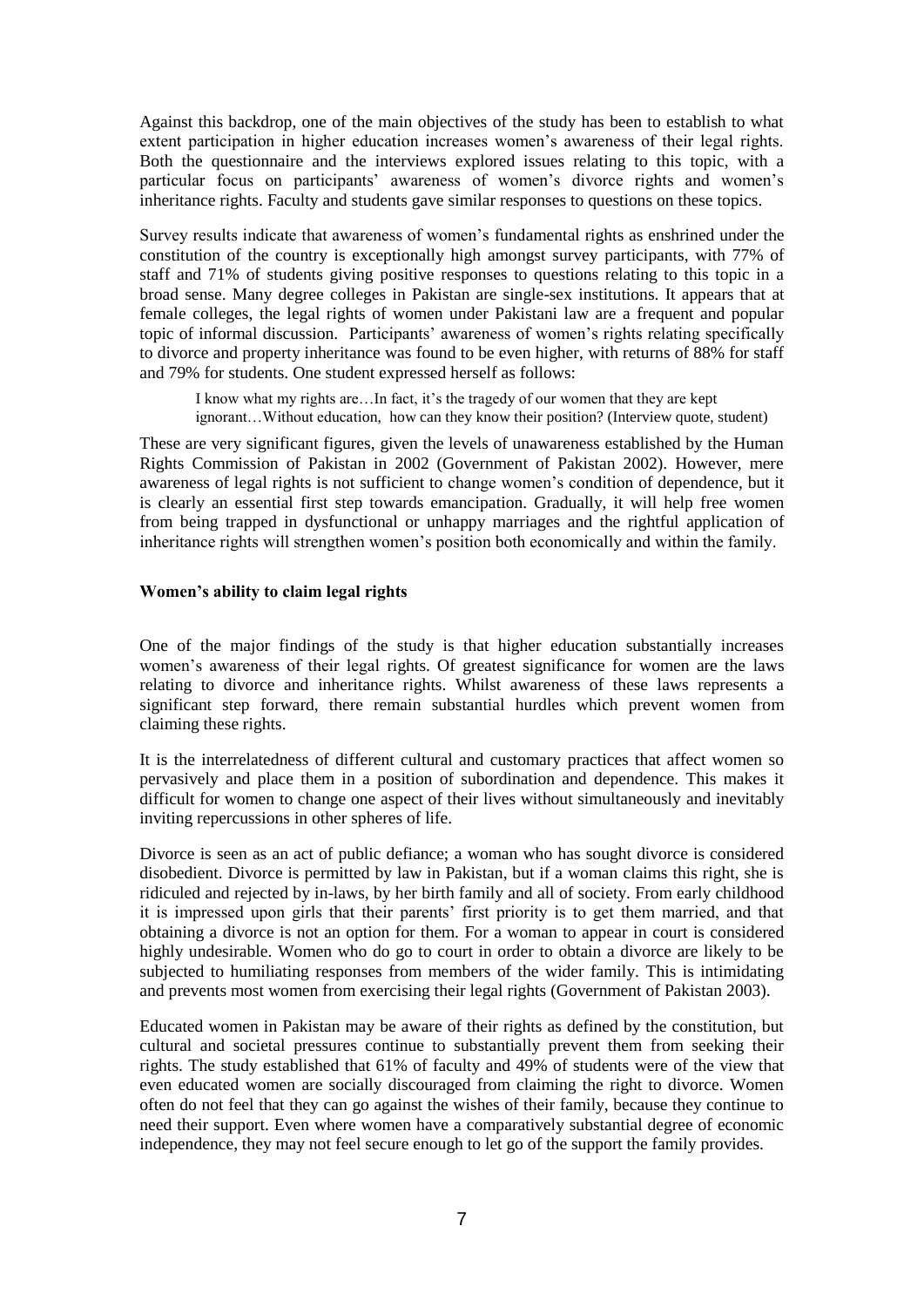Against this backdrop, one of the main objectives of the study has been to establish to what extent participation in higher education increases women's awareness of their legal rights. Both the questionnaire and the interviews explored issues relating to this topic, with a particular focus on participants' awareness of women's divorce rights and women's inheritance rights. Faculty and students gave similar responses to questions on these topics.

Survey results indicate that awareness of women's fundamental rights as enshrined under the constitution of the country is exceptionally high amongst survey participants, with 77% of staff and 71% of students giving positive responses to questions relating to this topic in a broad sense. Many degree colleges in Pakistan are single-sex institutions. It appears that at female colleges, the legal rights of women under Pakistani law are a frequent and popular topic of informal discussion. Participants' awareness of women's rights relating specifically to divorce and property inheritance was found to be even higher, with returns of 88% for staff and 79% for students. One student expressed herself as follows:

> I know what my rights are…In fact, it's the tragedy of our women that they are kept ignorant…Without education, how can they know their position? (Interview quote, student)

These are very significant figures, given the levels of unawareness established by the Human Rights Commission of Pakistan in 2002 (Government of Pakistan 2002). However, mere awareness of legal rights is not sufficient to change women's condition of dependence, but it is clearly an essential first step towards emancipation. Gradually, it will help free women from being trapped in dysfunctional or unhappy marriages and the rightful application of inheritance rights will strengthen women's position both economically and within the family.

### Women's ability to claim legal rights

One of the major findings of the study is that higher education substantially increases women's awareness of their legal rights. Of greatest significance for women are the laws relating to divorce and inheritance rights. Whilst awareness of these laws represents a significant step forward, there remain substantial hurdles which prevent women from claiming these rights.

It is the interrelatedness of different cultural and customary practices that affect women so pervasively and place them in a position of subordination and dependence. This makes it difficult for women to change one aspect of their lives without simultaneously and inevitably inviting repercussions in other spheres of life.

Divorce is seen as an act of public defiance; a woman who has sought divorce is considered disobedient. Divorce is permitted by law in Pakistan, but if a woman claims this right, she is ridiculed and rejected by in-laws, by her birth family and all of society. From early childhood it is impressed upon girls that their parents' first priority is to get them married, and that obtaining a divorce is not an option for them. For a woman to appear in court is considered highly undesirable. Women who do go to court in order to obtain a divorce are likely to be subjected to humiliating responses from members of the wider family. This is intimidating and prevents most women from exercising their legal rights (Government of Pakistan 2003).

Educated women in Pakistan may be aware of their rights as defined by the constitution, but cultural and societal pressures continue to substantially prevent them from seeking their rights. The study established that 61% of faculty and 49% of students were of the view that even educated women are socially discouraged from claiming the right to divorce. Women often do not feel that they can go against the wishes of their family, because they continue to need their support. Even where women have a comparatively substantial degree of economic independence, they may not feel secure enough to let go of the support the family provides.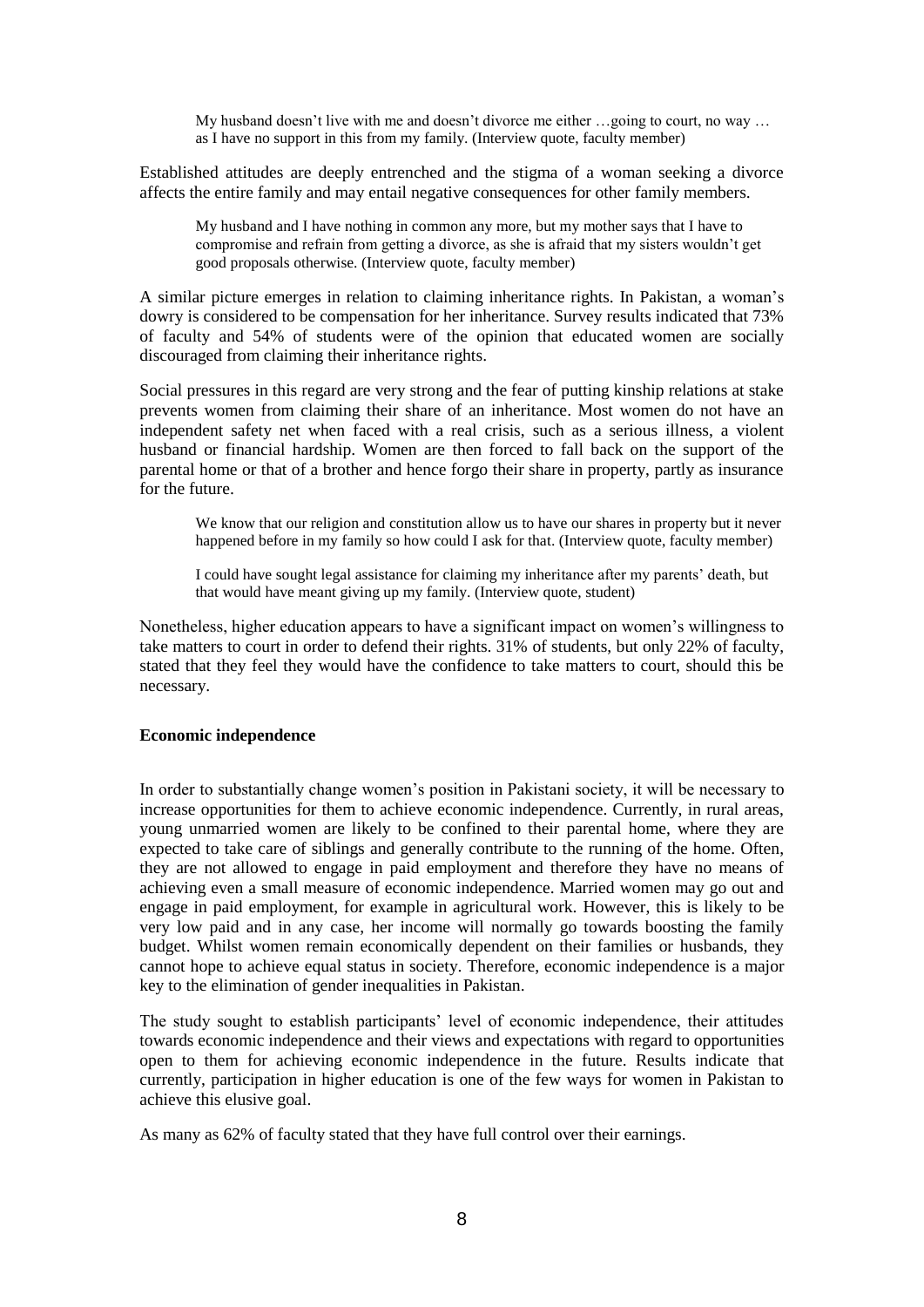> My husband doesn't live with me and doesn't divorce me either …going to court, no way … as I have no support in this from my family. (Interview quote, faculty member)

Established attitudes are deeply entrenched and the stigma of a woman seeking a divorce affects the entire family and may entail negative consequences for other family members.

> My husband and I have nothing in common any more, but my mother says that I have to compromise and refrain from getting a divorce, as she is afraid that my sisters wouldn't get good proposals otherwise. (Interview quote, faculty member)

A similar picture emerges in relation to claiming inheritance rights. In Pakistan, a woman's dowry is considered to be compensation for her inheritance. Survey results indicated that 73% of faculty and 54% of students were of the opinion that educated women are socially discouraged from claiming their inheritance rights.

Social pressures in this regard are very strong and the fear of putting kinship relations at stake prevents women from claiming their share of an inheritance. Most women do not have an independent safety net when faced with a real crisis, such as a serious illness, a violent husband or financial hardship. Women are then forced to fall back on the support of the parental home or that of a brother and hence forgo their share in property, partly as insurance for the future.

> We know that our religion and constitution allow us to have our shares in property but it never happened before in my family so how could I ask for that. (Interview quote, faculty member)

> I could have sought legal assistance for claiming my inheritance after my parents' death, but that would have meant giving up my family. (Interview quote, student)

Nonetheless, higher education appears to have a significant impact on women's willingness to take matters to court in order to defend their rights. 31% of students, but only 22% of faculty, stated that they feel they would have the confidence to take matters to court, should this be necessary.

**Economic independence**

In order to substantially change women's position in Pakistani society, it will be necessary to increase opportunities for them to achieve economic independence. Currently, in rural areas, young unmarried women are likely to be confined to their parental home, where they are expected to take care of siblings and generally contribute to the running of the home. Often, they are not allowed to engage in paid employment and therefore they have no means of achieving even a small measure of economic independence. Married women may go out and engage in paid employment, for example in agricultural work. However, this is likely to be very low paid and in any case, her income will normally go towards boosting the family budget. Whilst women remain economically dependent on their families or husbands, they cannot hope to achieve equal status in society. Therefore, economic independence is a major key to the elimination of gender inequalities in Pakistan.

The study sought to establish participants' level of economic independence, their attitudes towards economic independence and their views and expectations with regard to opportunities open to them for achieving economic independence in the future. Results indicate that currently, participation in higher education is one of the few ways for women in Pakistan to achieve this elusive goal.

As many as 62% of faculty stated that they have full control over their earnings.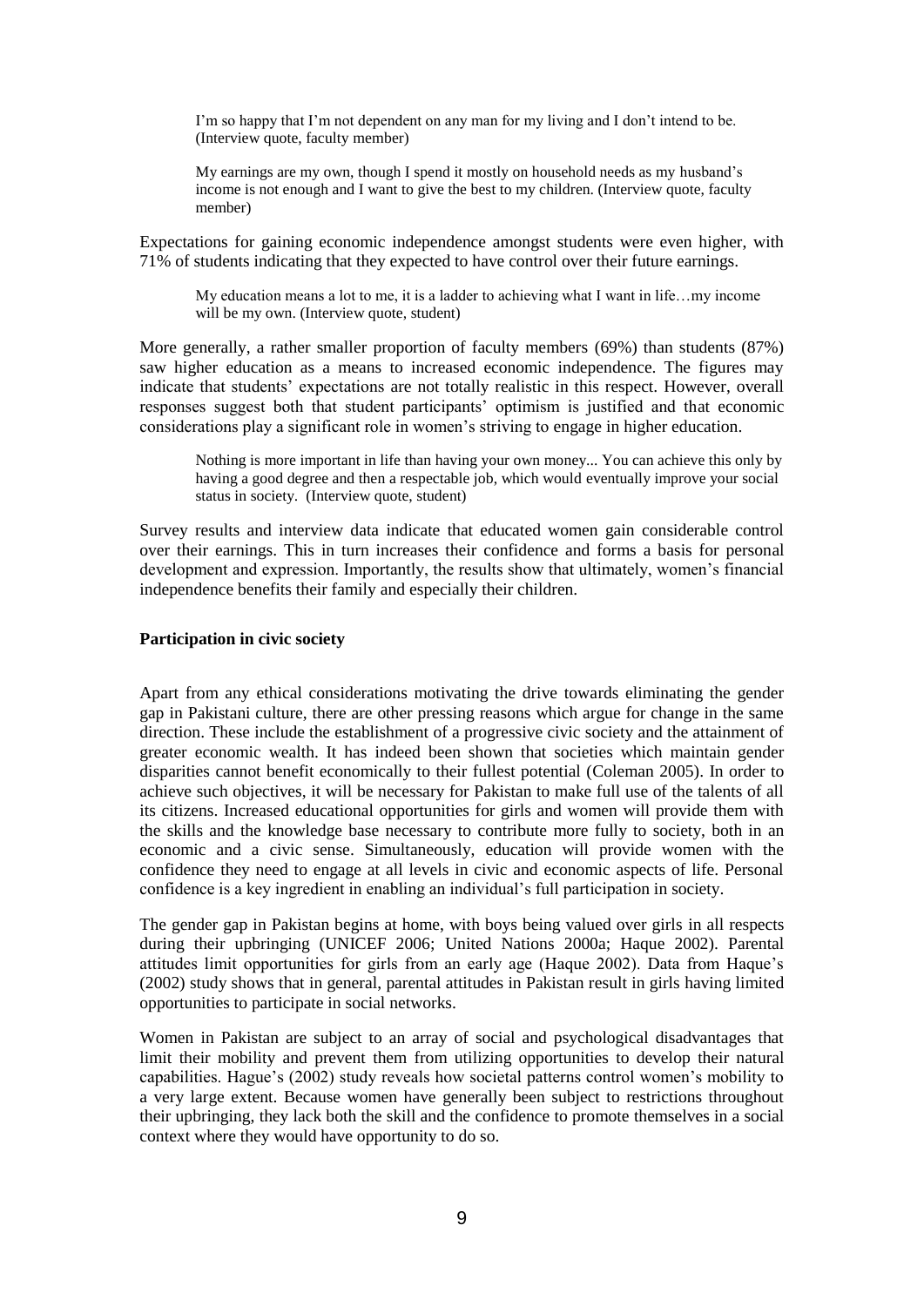> I'm so happy that I'm not dependent on any man for my living and I don't intend to be. (Interview quote, faculty member)

> My earnings are my own, though I spend it mostly on household needs as my husband's income is not enough and I want to give the best to my children. (Interview quote, faculty member)

Expectations for gaining economic independence amongst students were even higher, with 71% of students indicating that they expected to have control over their future earnings.

> My education means a lot to me, it is a ladder to achieving what I want in life…my income will be my own. (Interview quote, student)

More generally, a rather smaller proportion of faculty members (69%) than students (87%) saw higher education as a means to increased economic independence. The figures may indicate that students' expectations are not totally realistic in this respect. However, overall responses suggest both that student participants' optimism is justified and that economic considerations play a significant role in women's striving to engage in higher education.

> Nothing is more important in life than having your own money... You can achieve this only by having a good degree and then a respectable job, which would eventually improve your social status in society. (Interview quote, student)

Survey results and interview data indicate that educated women gain considerable control over their earnings. This in turn increases their confidence and forms a basis for personal development and expression. Importantly, the results show that ultimately, women's financial independence benefits their family and especially their children.

**Participation in civic society**

Apart from any ethical considerations motivating the drive towards eliminating the gender gap in Pakistani culture, there are other pressing reasons which argue for change in the same direction. These include the establishment of a progressive civic society and the attainment of greater economic wealth. It has indeed been shown that societies which maintain gender disparities cannot benefit economically to their fullest potential (Coleman 2005). In order to achieve such objectives, it will be necessary for Pakistan to make full use of the talents of all its citizens. Increased educational opportunities for girls and women will provide them with the skills and the knowledge base necessary to contribute more fully to society, both in an economic and a civic sense. Simultaneously, education will provide women with the confidence they need to engage at all levels in civic and economic aspects of life. Personal confidence is a key ingredient in enabling an individual's full participation in society.

The gender gap in Pakistan begins at home, with boys being valued over girls in all respects during their upbringing (UNICEF 2006; United Nations 2000a; Haque 2002). Parental attitudes limit opportunities for girls from an early age (Haque 2002). Data from Haque's (2002) study shows that in general, parental attitudes in Pakistan result in girls having limited opportunities to participate in social networks.

Women in Pakistan are subject to an array of social and psychological disadvantages that limit their mobility and prevent them from utilizing opportunities to develop their natural capabilities. Hague's (2002) study reveals how societal patterns control women's mobility to a very large extent. Because women have generally been subject to restrictions throughout their upbringing, they lack both the skill and the confidence to promote themselves in a social context where they would have opportunity to do so.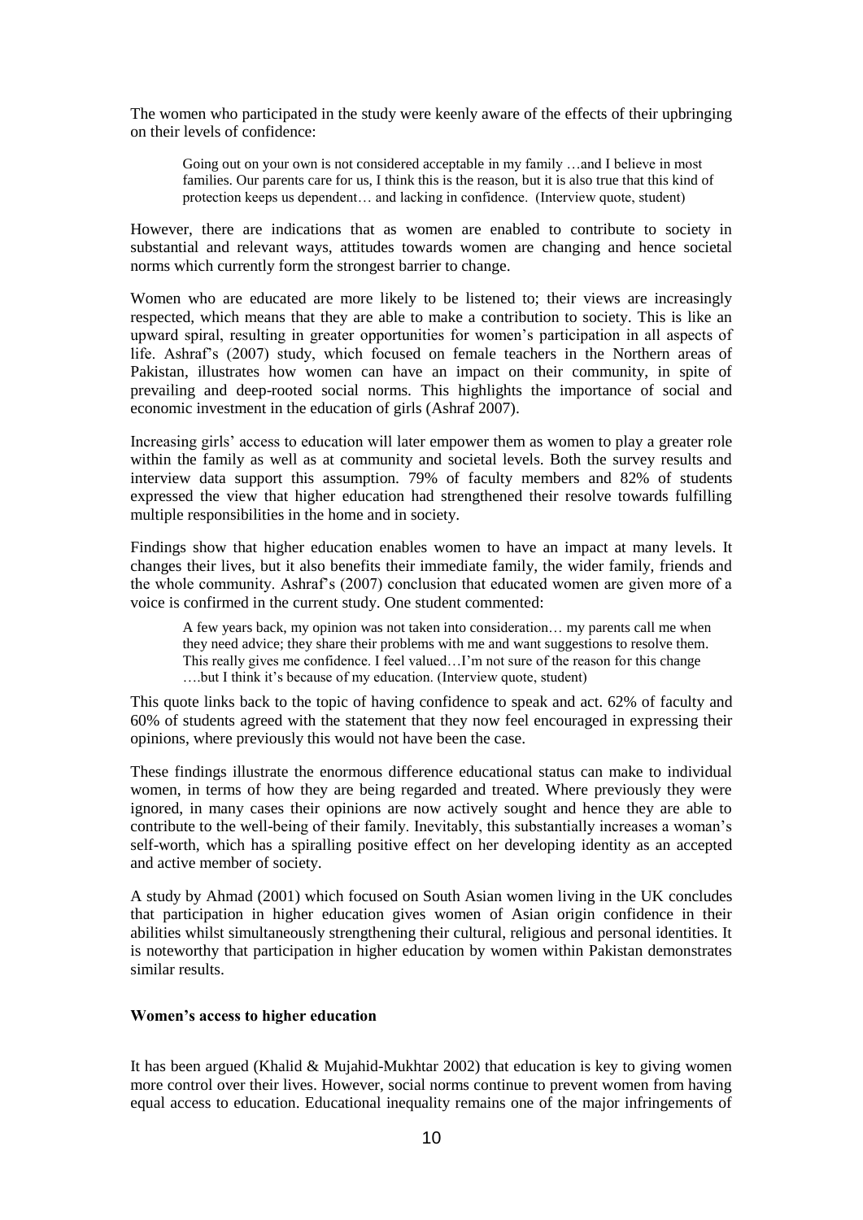The women who participated in the study were keenly aware of the effects of their upbringing on their levels of confidence:

> Going out on your own is not considered acceptable in my family …and I believe in most families. Our parents care for us, I think this is the reason, but it is also true that this kind of protection keeps us dependent… and lacking in confidence. (Interview quote, student)

However, there are indications that as women are enabled to contribute to society in substantial and relevant ways, attitudes towards women are changing and hence societal norms which currently form the strongest barrier to change.

Women who are educated are more likely to be listened to; their views are increasingly respected, which means that they are able to make a contribution to society. This is like an upward spiral, resulting in greater opportunities for women's participation in all aspects of life. Ashraf's (2007) study, which focused on female teachers in the Northern areas of Pakistan, illustrates how women can have an impact on their community, in spite of prevailing and deep-rooted social norms. This highlights the importance of social and economic investment in the education of girls (Ashraf 2007).

Increasing girls' access to education will later empower them as women to play a greater role within the family as well as at community and societal levels. Both the survey results and interview data support this assumption. 79% of faculty members and 82% of students expressed the view that higher education had strengthened their resolve towards fulfilling multiple responsibilities in the home and in society.

Findings show that higher education enables women to have an impact at many levels. It changes their lives, but it also benefits their immediate family, the wider family, friends and the whole community. Ashraf's (2007) conclusion that educated women are given more of a voice is confirmed in the current study. One student commented:

> A few years back, my opinion was not taken into consideration… my parents call me when they need advice; they share their problems with me and want suggestions to resolve them. This really gives me confidence. I feel valued…I'm not sure of the reason for this change ….but I think it's because of my education. (Interview quote, student)

This quote links back to the topic of having confidence to speak and act. 62% of faculty and 60% of students agreed with the statement that they now feel encouraged in expressing their opinions, where previously this would not have been the case.

These findings illustrate the enormous difference educational status can make to individual women, in terms of how they are being regarded and treated. Where previously they were ignored, in many cases their opinions are now actively sought and hence they are able to contribute to the well-being of their family. Inevitably, this substantially increases a woman's self-worth, which has a spiralling positive effect on her developing identity as an accepted and active member of society.

A study by Ahmad (2001) which focused on South Asian women living in the UK concludes that participation in higher education gives women of Asian origin confidence in their abilities whilst simultaneously strengthening their cultural, religious and personal identities. It is noteworthy that participation in higher education by women within Pakistan demonstrates similar results.

**Women's access to higher education**

It has been argued (Khalid & Mujahid-Mukhtar 2002) that education is key to giving women more control over their lives. However, social norms continue to prevent women from having equal access to education. Educational inequality remains one of the major infringements of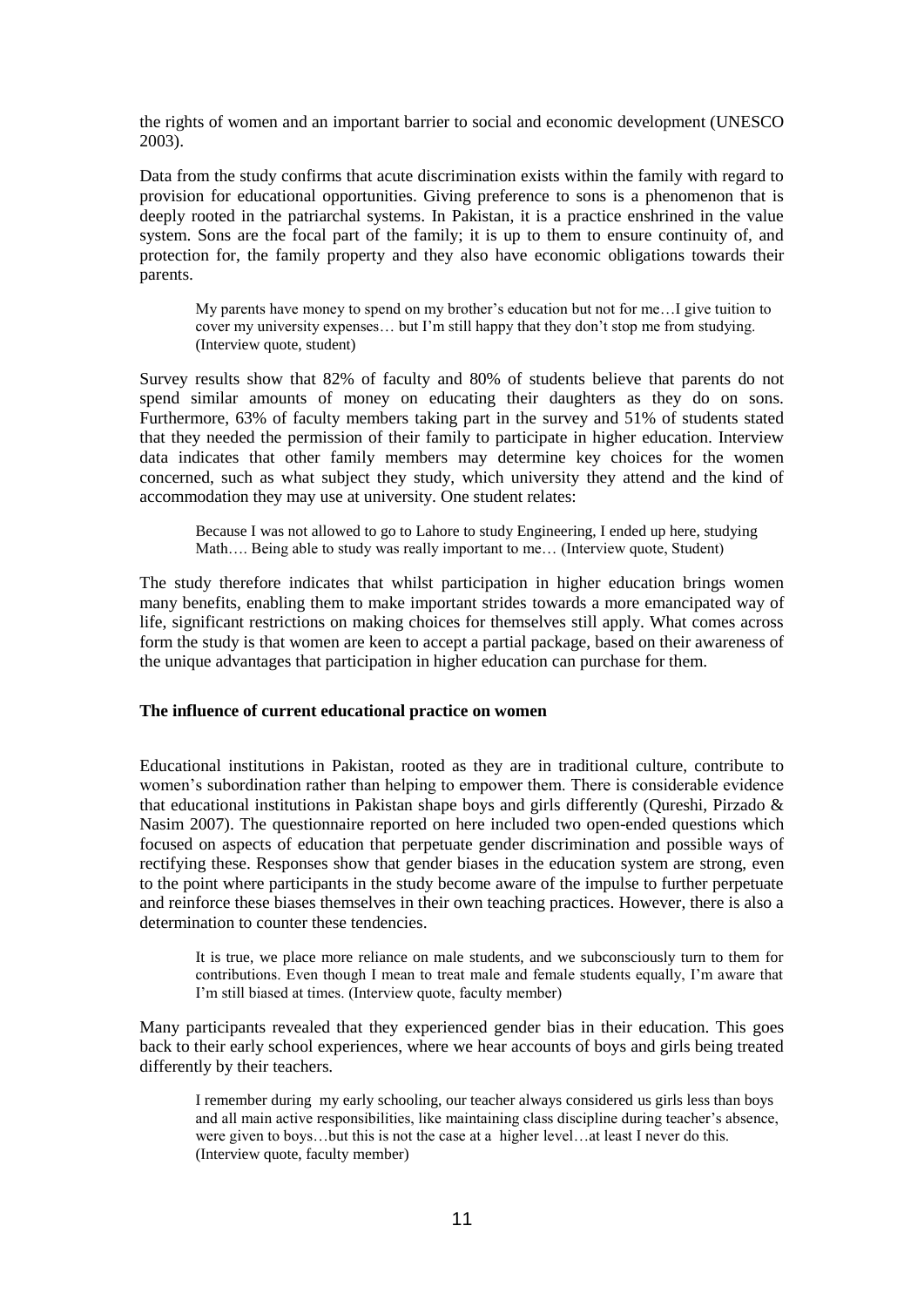the rights of women and an important barrier to social and economic development (UNESCO 2003).

Data from the study confirms that acute discrimination exists within the family with regard to provision for educational opportunities. Giving preference to sons is a phenomenon that is deeply rooted in the patriarchal systems. In Pakistan, it is a practice enshrined in the value system. Sons are the focal part of the family; it is up to them to ensure continuity of, and protection for, the family property and they also have economic obligations towards their parents.

> My parents have money to spend on my brother's education but not for me…I give tuition to cover my university expenses… but I'm still happy that they don't stop me from studying. (Interview quote, student)

Survey results show that 82% of faculty and 80% of students believe that parents do not spend similar amounts of money on educating their daughters as they do on sons. Furthermore, 63% of faculty members taking part in the survey and 51% of students stated that they needed the permission of their family to participate in higher education. Interview data indicates that other family members may determine key choices for the women concerned, such as what subject they study, which university they attend and the kind of accommodation they may use at university. One student relates:

> Because I was not allowed to go to Lahore to study Engineering, I ended up here, studying Math…. Being able to study was really important to me… (Interview quote, Student)

The study therefore indicates that whilst participation in higher education brings women many benefits, enabling them to make important strides towards a more emancipated way of life, significant restrictions on making choices for themselves still apply. What comes across form the study is that women are keen to accept a partial package, based on their awareness of the unique advantages that participation in higher education can purchase for them.

**The influence of current educational practice on women**

Educational institutions in Pakistan, rooted as they are in traditional culture, contribute to women's subordination rather than helping to empower them. There is considerable evidence that educational institutions in Pakistan shape boys and girls differently (Qureshi, Pirzado & Nasim 2007). The questionnaire reported on here included two open-ended questions which focused on aspects of education that perpetuate gender discrimination and possible ways of rectifying these. Responses show that gender biases in the education system are strong, even to the point where participants in the study become aware of the impulse to further perpetuate and reinforce these biases themselves in their own teaching practices. However, there is also a determination to counter these tendencies.

> It is true, we place more reliance on male students, and we subconsciously turn to them for contributions. Even though I mean to treat male and female students equally, I'm aware that I'm still biased at times. (Interview quote, faculty member)

Many participants revealed that they experienced gender bias in their education. This goes back to their early school experiences, where we hear accounts of boys and girls being treated differently by their teachers.

> I remember during my early schooling, our teacher always considered us girls less than boys and all main active responsibilities, like maintaining class discipline during teacher's absence, were given to boys…but this is not the case at a higher level…at least I never do this. (Interview quote, faculty member)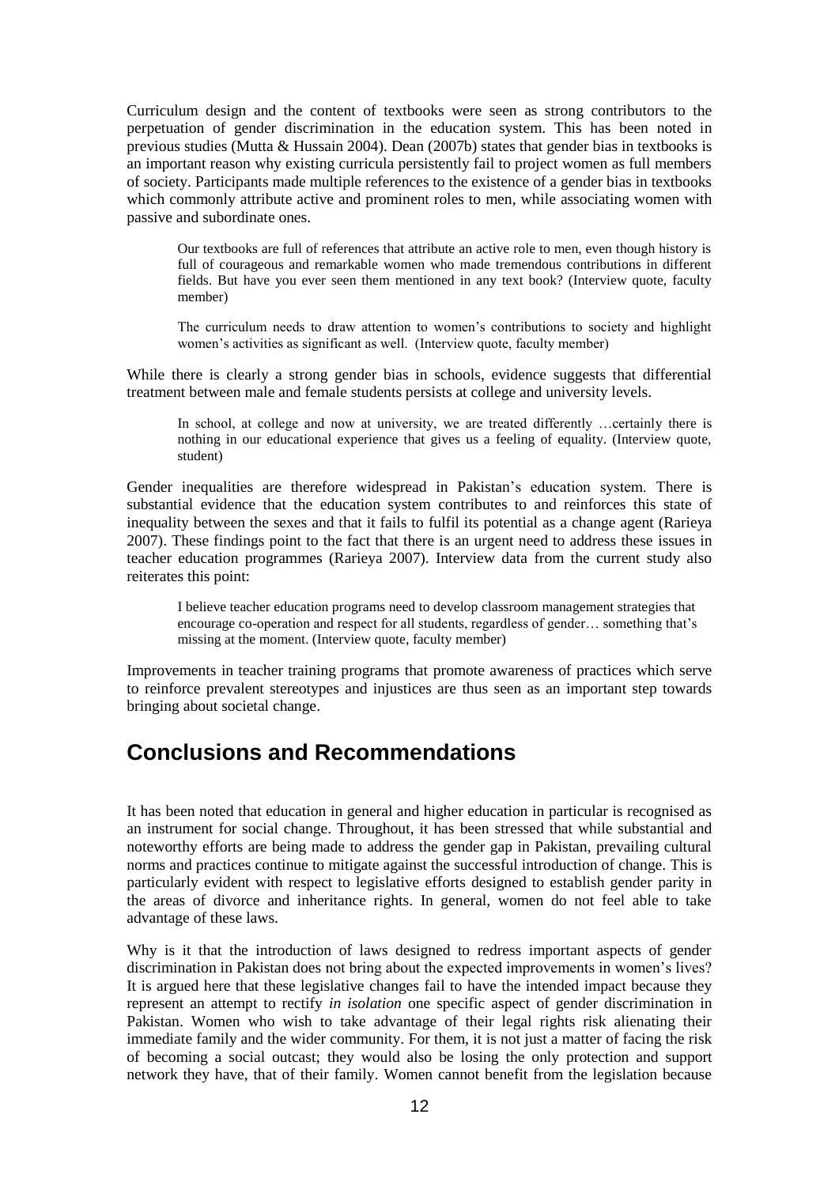Curriculum design and the content of textbooks were seen as strong contributors to the perpetuation of gender discrimination in the education system. This has been noted in previous studies (Mutta & Hussain 2004). Dean (2007b) states that gender bias in textbooks is an important reason why existing curricula persistently fail to project women as full members of society. Participants made multiple references to the existence of a gender bias in textbooks which commonly attribute active and prominent roles to men, while associating women with passive and subordinate ones.

> Our textbooks are full of references that attribute an active role to men, even though history is full of courageous and remarkable women who made tremendous contributions in different fields. But have you ever seen them mentioned in any text book? (Interview quote, faculty member)

> The curriculum needs to draw attention to women's contributions to society and highlight women's activities as significant as well. (Interview quote, faculty member)

While there is clearly a strong gender bias in schools, evidence suggests that differential treatment between male and female students persists at college and university levels.

> In school, at college and now at university, we are treated differently …certainly there is nothing in our educational experience that gives us a feeling of equality. (Interview quote, student)

Gender inequalities are therefore widespread in Pakistan's education system. There is substantial evidence that the education system contributes to and reinforces this state of inequality between the sexes and that it fails to fulfil its potential as a change agent (Rarieya 2007). These findings point to the fact that there is an urgent need to address these issues in teacher education programmes (Rarieya 2007). Interview data from the current study also reiterates this point:

> I believe teacher education programs need to develop classroom management strategies that encourage co-operation and respect for all students, regardless of gender… something that's missing at the moment. (Interview quote, faculty member)

Improvements in teacher training programs that promote awareness of practices which serve to reinforce prevalent stereotypes and injustices are thus seen as an important step towards bringing about societal change.

## Conclusions and Recommendations

It has been noted that education in general and higher education in particular is recognised as an instrument for social change. Throughout, it has been stressed that while substantial and noteworthy efforts are being made to address the gender gap in Pakistan, prevailing cultural norms and practices continue to mitigate against the successful introduction of change. This is particularly evident with respect to legislative efforts designed to establish gender parity in the areas of divorce and inheritance rights. In general, women do not feel able to take advantage of these laws.

Why is it that the introduction of laws designed to redress important aspects of gender discrimination in Pakistan does not bring about the expected improvements in women's lives? It is argued here that these legislative changes fail to have the intended impact because they represent an attempt to rectify *in isolation* one specific aspect of gender discrimination in Pakistan. Women who wish to take advantage of their legal rights risk alienating their immediate family and the wider community. For them, it is not just a matter of facing the risk of becoming a social outcast; they would also be losing the only protection and support network they have, that of their family. Women cannot benefit from the legislation because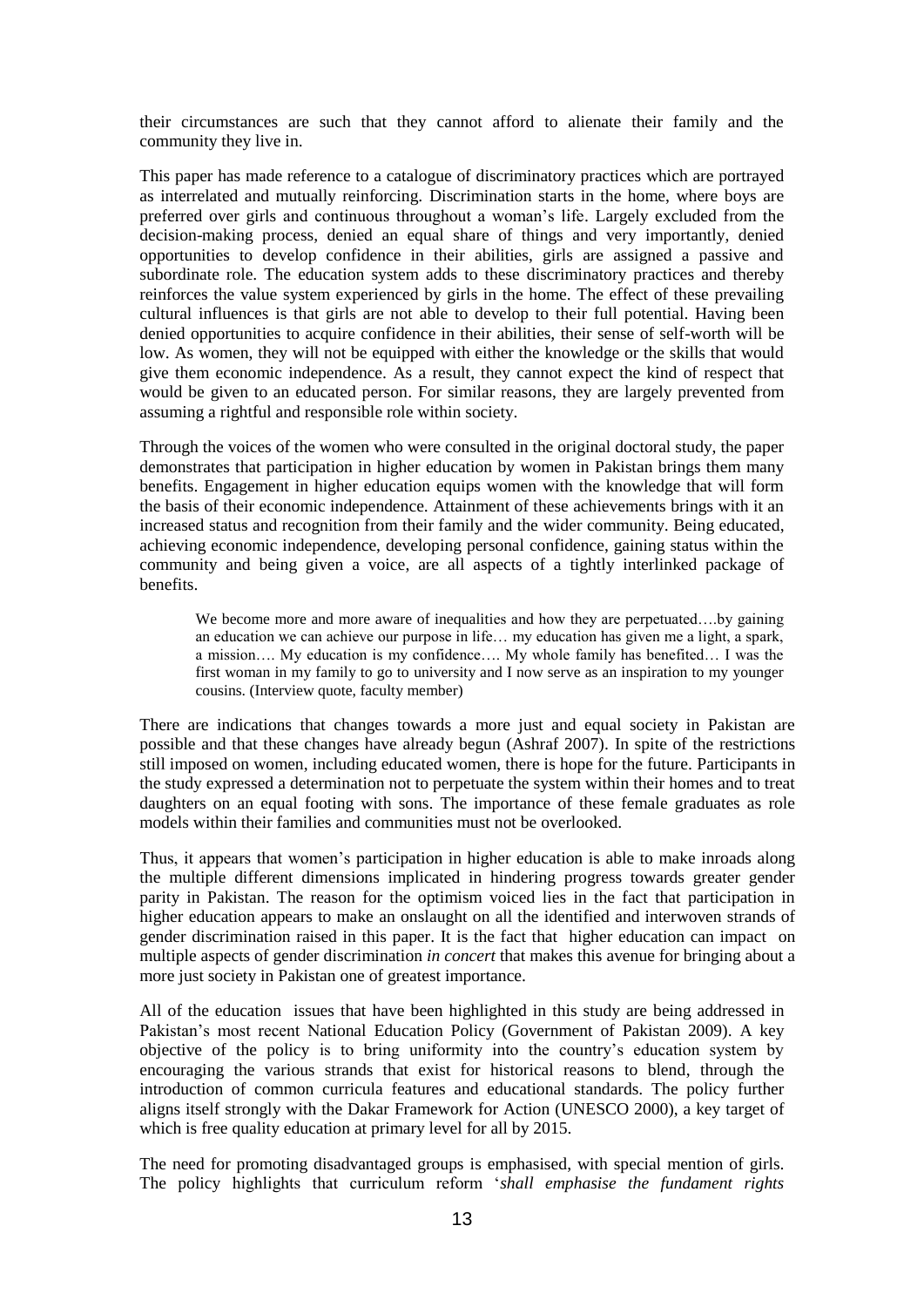their circumstances are such that they cannot afford to alienate their family and the community they live in.

This paper has made reference to a catalogue of discriminatory practices which are portrayed as interrelated and mutually reinforcing. Discrimination starts in the home, where boys are preferred over girls and continuous throughout a woman's life. Largely excluded from the decision-making process, denied an equal share of things and very importantly, denied opportunities to develop confidence in their abilities, girls are assigned a passive and subordinate role. The education system adds to these discriminatory practices and thereby reinforces the value system experienced by girls in the home. The effect of these prevailing cultural influences is that girls are not able to develop to their full potential. Having been denied opportunities to acquire confidence in their abilities, their sense of self-worth will be low. As women, they will not be equipped with either the knowledge or the skills that would give them economic independence. As a result, they cannot expect the kind of respect that would be given to an educated person. For similar reasons, they are largely prevented from assuming a rightful and responsible role within society.

Through the voices of the women who were consulted in the original doctoral study, the paper demonstrates that participation in higher education by women in Pakistan brings them many benefits. Engagement in higher education equips women with the knowledge that will form the basis of their economic independence. Attainment of these achievements brings with it an increased status and recognition from their family and the wider community. Being educated, achieving economic independence, developing personal confidence, gaining status within the community and being given a voice, are all aspects of a tightly interlinked package of benefits.

> We become more and more aware of inequalities and how they are perpetuated….by gaining an education we can achieve our purpose in life… my education has given me a light, a spark, a mission…. My education is my confidence…. My whole family has benefited… I was the first woman in my family to go to university and I now serve as an inspiration to my younger cousins. (Interview quote, faculty member)

There are indications that changes towards a more just and equal society in Pakistan are possible and that these changes have already begun (Ashraf 2007). In spite of the restrictions still imposed on women, including educated women, there is hope for the future. Participants in the study expressed a determination not to perpetuate the system within their homes and to treat daughters on an equal footing with sons. The importance of these female graduates as role models within their families and communities must not be overlooked.

Thus, it appears that women's participation in higher education is able to make inroads along the multiple different dimensions implicated in hindering progress towards greater gender parity in Pakistan. The reason for the optimism voiced lies in the fact that participation in higher education appears to make an onslaught on all the identified and interwoven strands of gender discrimination raised in this paper. It is the fact that higher education can impact on multiple aspects of gender discrimination *in concert* that makes this avenue for bringing about a more just society in Pakistan one of greatest importance.

All of the education issues that have been highlighted in this study are being addressed in Pakistan's most recent National Education Policy (Government of Pakistan 2009). A key objective of the policy is to bring uniformity into the country's education system by encouraging the various strands that exist for historical reasons to blend, through the introduction of common curricula features and educational standards. The policy further aligns itself strongly with the Dakar Framework for Action (UNESCO 2000), a key target of which is free quality education at primary level for all by 2015.

The need for promoting disadvantaged groups is emphasised, with special mention of girls. The policy highlights that curriculum reform '*shall emphasise the fundament rights*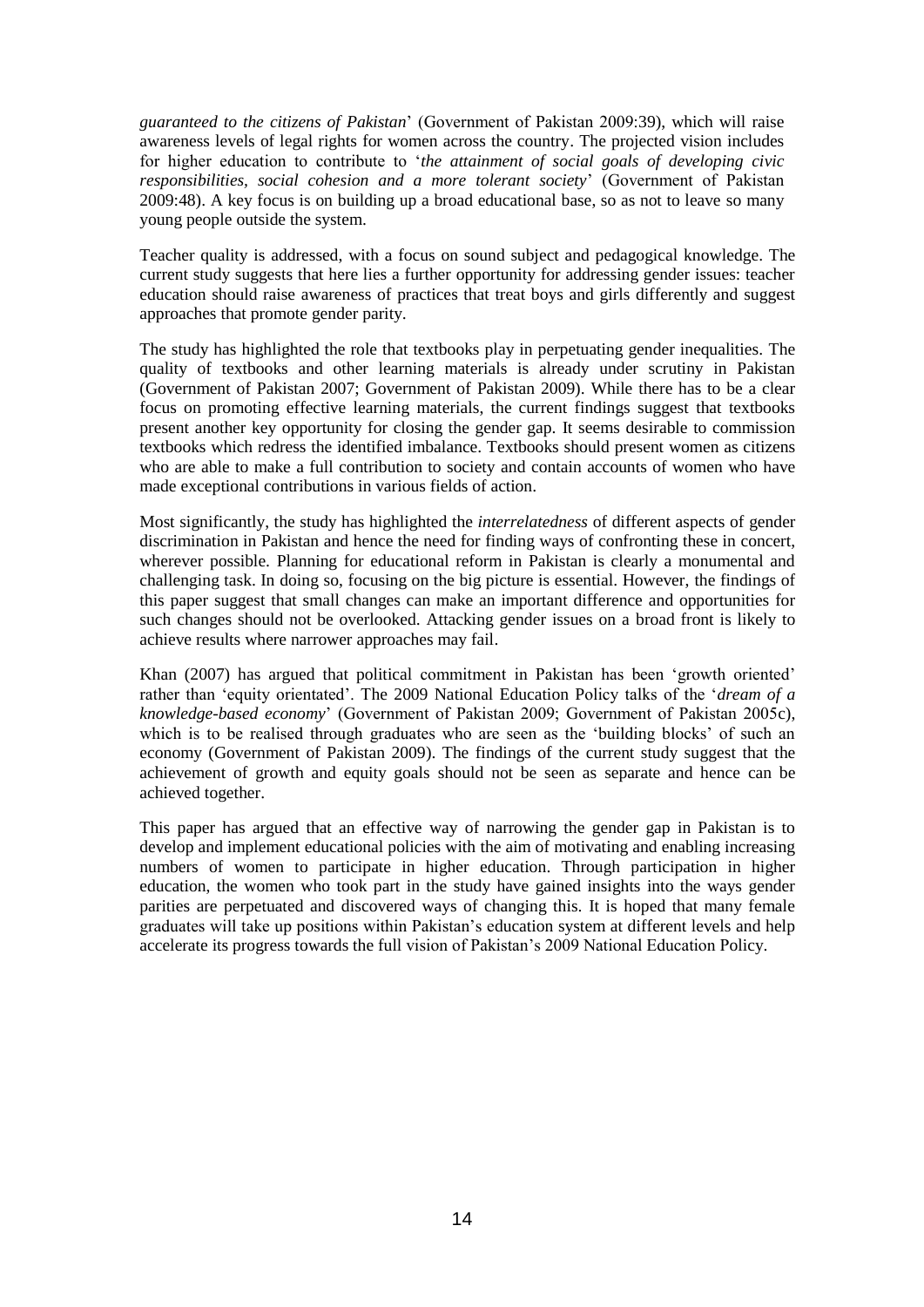*guaranteed to the citizens of Pakistan*' (Government of Pakistan 2009:39), which will raise awareness levels of legal rights for women across the country. The projected vision includes for higher education to contribute to '*the attainment of social goals of developing civic responsibilities, social cohesion and a more tolerant society*' (Government of Pakistan 2009:48). A key focus is on building up a broad educational base, so as not to leave so many young people outside the system.

Teacher quality is addressed, with a focus on sound subject and pedagogical knowledge. The current study suggests that here lies a further opportunity for addressing gender issues: teacher education should raise awareness of practices that treat boys and girls differently and suggest approaches that promote gender parity.

The study has highlighted the role that textbooks play in perpetuating gender inequalities. The quality of textbooks and other learning materials is already under scrutiny in Pakistan (Government of Pakistan 2007; Government of Pakistan 2009). While there has to be a clear focus on promoting effective learning materials, the current findings suggest that textbooks present another key opportunity for closing the gender gap. It seems desirable to commission textbooks which redress the identified imbalance. Textbooks should present women as citizens who are able to make a full contribution to society and contain accounts of women who have made exceptional contributions in various fields of action.

Most significantly, the study has highlighted the *interrelatedness* of different aspects of gender discrimination in Pakistan and hence the need for finding ways of confronting these in concert, wherever possible. Planning for educational reform in Pakistan is clearly a monumental and challenging task. In doing so, focusing on the big picture is essential. However, the findings of this paper suggest that small changes can make an important difference and opportunities for such changes should not be overlooked. Attacking gender issues on a broad front is likely to achieve results where narrower approaches may fail.

Khan (2007) has argued that political commitment in Pakistan has been 'growth oriented' rather than 'equity orientated'. The 2009 National Education Policy talks of the '*dream of a knowledge-based economy*' (Government of Pakistan 2009; Government of Pakistan 2005c), which is to be realised through graduates who are seen as the 'building blocks' of such an economy (Government of Pakistan 2009). The findings of the current study suggest that the achievement of growth and equity goals should not be seen as separate and hence can be achieved together.

This paper has argued that an effective way of narrowing the gender gap in Pakistan is to develop and implement educational policies with the aim of motivating and enabling increasing numbers of women to participate in higher education. Through participation in higher education, the women who took part in the study have gained insights into the ways gender parities are perpetuated and discovered ways of changing this. It is hoped that many female graduates will take up positions within Pakistan's education system at different levels and help accelerate its progress towards the full vision of Pakistan's 2009 National Education Policy.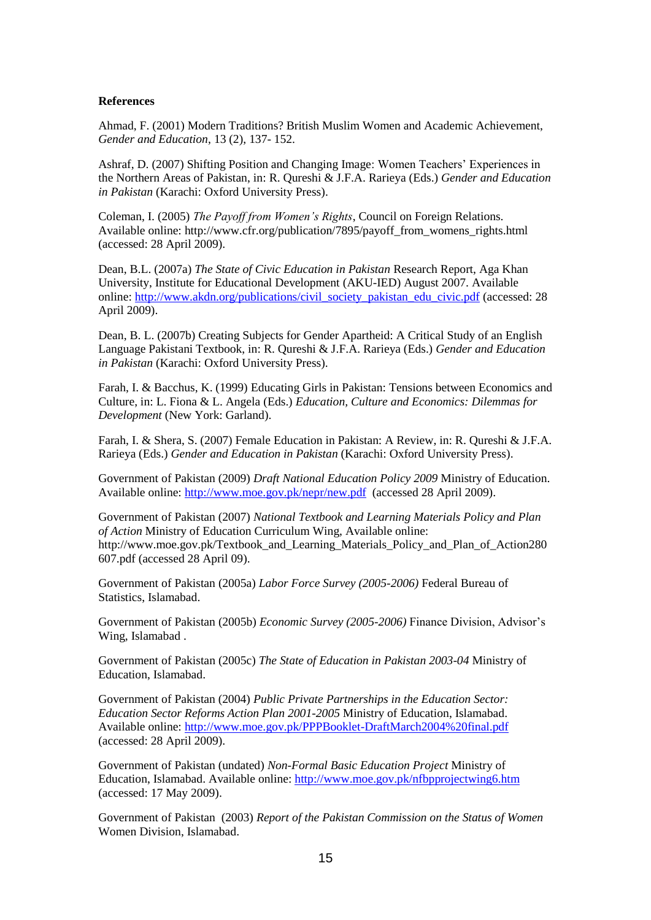**References**

Ahmad, F. (2001) Modern Traditions? British Muslim Women and Academic Achievement, *Gender and Education*, 13 (2), 137- 152.

Ashraf, D. (2007) Shifting Position and Changing Image: Women Teachers' Experiences in the Northern Areas of Pakistan, in: R. Qureshi & J.F.A. Rarieya (Eds.) *Gender and Education in Pakistan* (Karachi: Oxford University Press).

Coleman, I. (2005) *The Payoff from Women's Rights*, Council on Foreign Relations. Available online: http://www.cfr.org/publication/7895/payoff_from_womens_rights.html (accessed: 28 April 2009).

Dean, B.L. (2007a) *The State of Civic Education in Pakistan* Research Report, Aga Khan University, Institute for Educational Development (AKU-IED) August 2007. Available online: http://www.akdn.org/publications/civil_society_pakistan_edu_civic.pdf (accessed: 28 April 2009).

Dean, B. L. (2007b) Creating Subjects for Gender Apartheid: A Critical Study of an English Language Pakistani Textbook, in: R. Qureshi & J.F.A. Rarieya (Eds.) *Gender and Education in Pakistan* (Karachi: Oxford University Press).

Farah, I. & Bacchus, K. (1999) Educating Girls in Pakistan: Tensions between Economics and Culture, in: L. Fiona & L. Angela (Eds.) *Education, Culture and Economics: Dilemmas for Development* (New York: Garland).

Farah, I. & Shera, S. (2007) Female Education in Pakistan: A Review, in: R. Qureshi & J.F.A. Rarieya (Eds.) *Gender and Education in Pakistan* (Karachi: Oxford University Press).

Government of Pakistan (2009) *Draft National Education Policy 2009* Ministry of Education. Available online: http://www.moe.gov.pk/nepr/new.pdf (accessed 28 April 2009).

Government of Pakistan (2007) *National Textbook and Learning Materials Policy and Plan of Action* Ministry of Education Curriculum Wing, Available online: http://www.moe.gov.pk/Textbook_and_Learning_Materials_Policy_and_Plan_of_Action280607.pdf (accessed 28 April 09).

Government of Pakistan (2005a) *Labor Force Survey (2005-2006)* Federal Bureau of Statistics, Islamabad.

Government of Pakistan (2005b) *Economic Survey (2005-2006)* Finance Division, Advisor's Wing, Islamabad .

Government of Pakistan (2005c) *The State of Education in Pakistan 2003-04* Ministry of Education, Islamabad.

Government of Pakistan (2004) *Public Private Partnerships in the Education Sector: Education Sector Reforms Action Plan 2001-2005* Ministry of Education, Islamabad. Available online: http://www.moe.gov.pk/PPPBooklet-DraftMarch2004%20final.pdf (accessed: 28 April 2009).

Government of Pakistan (undated) *Non-Formal Basic Education Project* Ministry of Education, Islamabad. Available online: http://www.moe.gov.pk/nfbpprojectwing6.htm (accessed: 17 May 2009).

Government of Pakistan (2003) *Report of the Pakistan Commission on the Status of Women* Women Division, Islamabad.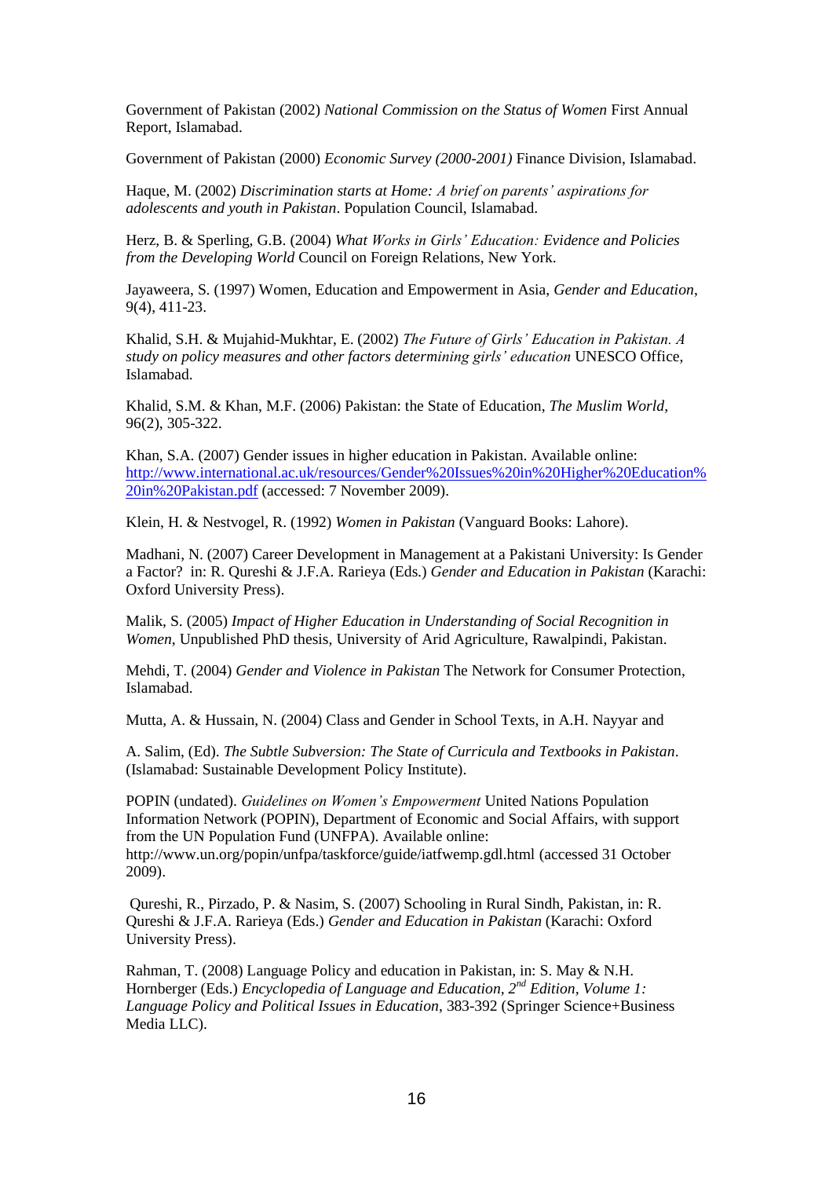Government of Pakistan (2002) *National Commission on the Status of Women* First Annual Report, Islamabad.

Government of Pakistan (2000) *Economic Survey (2000-2001)* Finance Division, Islamabad.

Haque, M. (2002) *Discrimination starts at Home: A brief on parents' aspirations for adolescents and youth in Pakistan*. Population Council, Islamabad.

Herz, B. & Sperling, G.B. (2004) *What Works in Girls' Education: Evidence and Policies from the Developing World* Council on Foreign Relations, New York.

Jayaweera, S. (1997) Women, Education and Empowerment in Asia, *Gender and Education*, 9(4), 411-23.

Khalid, S.H. & Mujahid-Mukhtar, E. (2002) *The Future of Girls' Education in Pakistan. A study on policy measures and other factors determining girls' education* UNESCO Office, Islamabad.

Khalid, S.M. & Khan, M.F. (2006) Pakistan: the State of Education, *The Muslim World*, 96(2), 305-322.

Khan, S.A. (2007) Gender issues in higher education in Pakistan. Available online: [http://www.international.ac.uk/resources/Gender%20Issues%20in%20Higher%20Education%20in%20Pakistan.pdf](http://www.international.ac.uk/resources/Gender%20Issues%20in%20Higher%20Education%20in%20Pakistan.pdf) (accessed: 7 November 2009).

Klein, H. & Nestvogel, R. (1992) *Women in Pakistan* (Vanguard Books: Lahore).

Madhani, N. (2007) Career Development in Management at a Pakistani University: Is Gender a Factor? in: R. Qureshi & J.F.A. Rarieya (Eds.) *Gender and Education in Pakistan* (Karachi: Oxford University Press).

Malik, S. (2005) *Impact of Higher Education in Understanding of Social Recognition in Women*, Unpublished PhD thesis, University of Arid Agriculture, Rawalpindi, Pakistan.

Mehdi, T. (2004) *Gender and Violence in Pakistan* The Network for Consumer Protection, Islamabad.

Mutta, A. & Hussain, N. (2004) Class and Gender in School Texts, in A.H. Nayyar and

A. Salim, (Ed). *The Subtle Subversion: The State of Curricula and Textbooks in Pakistan*. (Islamabad: Sustainable Development Policy Institute).

POPIN (undated). *Guidelines on Women's Empowerment* United Nations Population Information Network (POPIN), Department of Economic and Social Affairs, with support from the UN Population Fund (UNFPA). Available online: http://www.un.org/popin/unfpa/taskforce/guide/iatfwemp.gdl.html (accessed 31 October 2009).

Qureshi, R., Pirzado, P. & Nasim, S. (2007) Schooling in Rural Sindh, Pakistan, in: R. Qureshi & J.F.A. Rarieya (Eds.) *Gender and Education in Pakistan* (Karachi: Oxford University Press).

Rahman, T. (2008) Language Policy and education in Pakistan, in: S. May & N.H. Hornberger (Eds.) *Encyclopedia of Language and Education, 2nd Edition, Volume 1: Language Policy and Political Issues in Education*, 383-392 (Springer Science+Business Media LLC).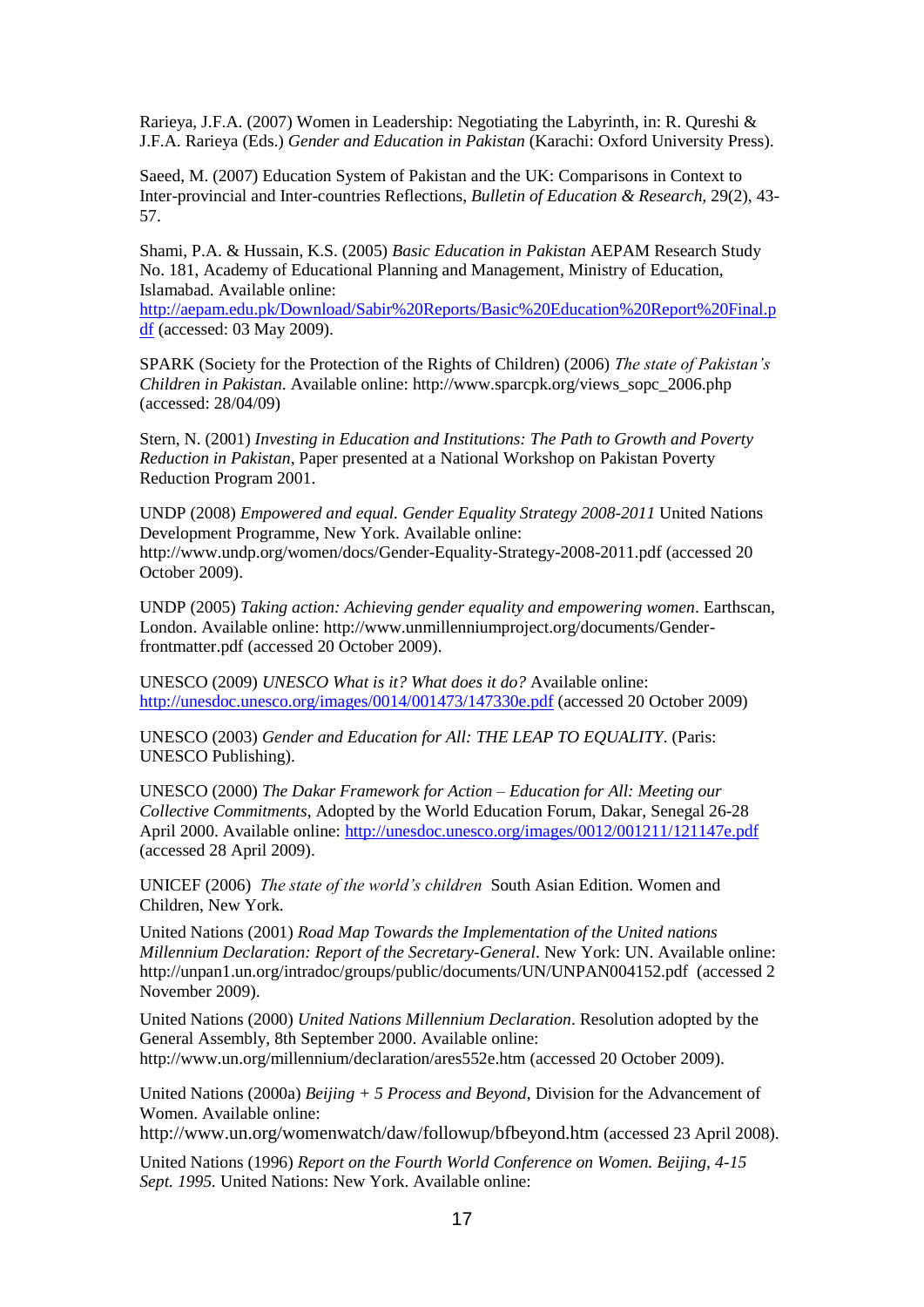Rarieya, J.F.A. (2007) Women in Leadership: Negotiating the Labyrinth, in: R. Qureshi & J.F.A. Rarieya (Eds.) *Gender and Education in Pakistan* (Karachi: Oxford University Press).

Saeed, M. (2007) Education System of Pakistan and the UK: Comparisons in Context to Inter-provincial and Inter-countries Reflections, *Bulletin of Education & Research,* 29(2), 43-57.

Shami, P.A. & Hussain, K.S. (2005) *Basic Education in Pakistan* AEPAM Research Study No. 181, Academy of Educational Planning and Management, Ministry of Education, Islamabad. Available online: http://aepam.edu.pk/Download/Sabir%20Reports/Basic%20Education%20Report%20Final.pdf (accessed: 03 May 2009).

SPARK (Society for the Protection of the Rights of Children) (2006) *The state of Pakistan's Children in Pakistan.* Available online: http://www.sparcpk.org/views_sopc_2006.php (accessed: 28/04/09)

Stern, N. (2001) *Investing in Education and Institutions: The Path to Growth and Poverty Reduction in Pakistan*, Paper presented at a National Workshop on Pakistan Poverty Reduction Program 2001.

UNDP (2008) *Empowered and equal. Gender Equality Strategy 2008-2011* United Nations Development Programme, New York. Available online: http://www.undp.org/women/docs/Gender-Equality-Strategy-2008-2011.pdf (accessed 20 October 2009).

UNDP (2005) *Taking action: Achieving gender equality and empowering women*. Earthscan, London. Available online: http://www.unmillenniumproject.org/documents/Gender-frontmatter.pdf (accessed 20 October 2009).

UNESCO (2009) *UNESCO What is it? What does it do?* Available online: http://unesdoc.unesco.org/images/0014/001473/147330e.pdf (accessed 20 October 2009)

UNESCO (2003) *Gender and Education for All: THE LEAP TO EQUALITY*. (Paris: UNESCO Publishing).

UNESCO (2000) *The Dakar Framework for Action – Education for All: Meeting our Collective Commitments*, Adopted by the World Education Forum, Dakar, Senegal 26-28 April 2000. Available online: http://unesdoc.unesco.org/images/0012/001211/121147e.pdf (accessed 28 April 2009).

UNICEF (2006) *The state of the world's children* South Asian Edition. Women and Children, New York.

United Nations (2001) *Road Map Towards the Implementation of the United nations Millennium Declaration: Report of the Secretary-General*. New York: UN. Available online: http://unpan1.un.org/intradoc/groups/public/documents/UN/UNPAN004152.pdf (accessed 2 November 2009).

United Nations (2000) *United Nations Millennium Declaration*. Resolution adopted by the General Assembly, 8th September 2000. Available online: http://www.un.org/millennium/declaration/ares552e.htm (accessed 20 October 2009).

United Nations (2000a) *Beijing + 5 Process and Beyond*, Division for the Advancement of Women. Available online: http://www.un.org/womenwatch/daw/followup/bfbeyond.htm (accessed 23 April 2008).

United Nations (1996) *Report on the Fourth World Conference on Women. Beijing, 4-15 Sept. 1995*. United Nations: New York. Available online: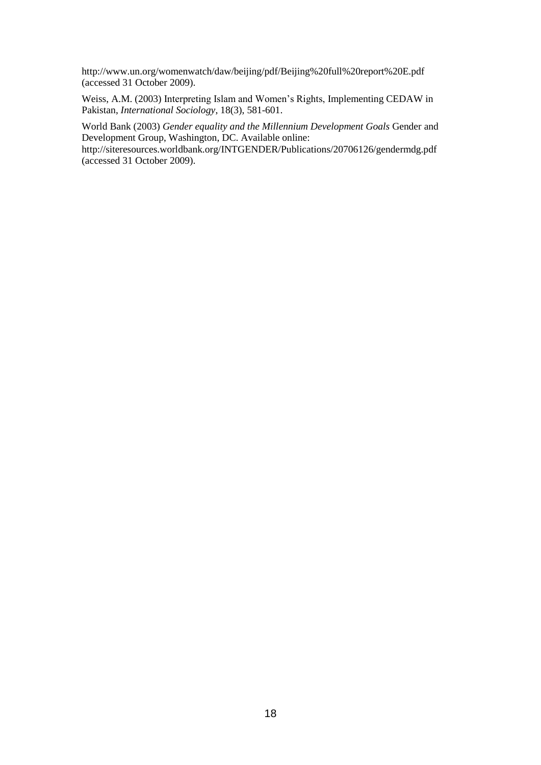http://www.un.org/womenwatch/daw/beijing/pdf/Beijing%20full%20report%20E.pdf (accessed 31 October 2009).

Weiss, A.M. (2003) Interpreting Islam and Women's Rights, Implementing CEDAW in Pakistan, *International Sociology*, 18(3), 581-601.

World Bank (2003) *Gender equality and the Millennium Development Goals* Gender and Development Group, Washington, DC. Available online: http://siteresources.worldbank.org/INTGENDER/Publications/20706126/gendermdg.pdf (accessed 31 October 2009).